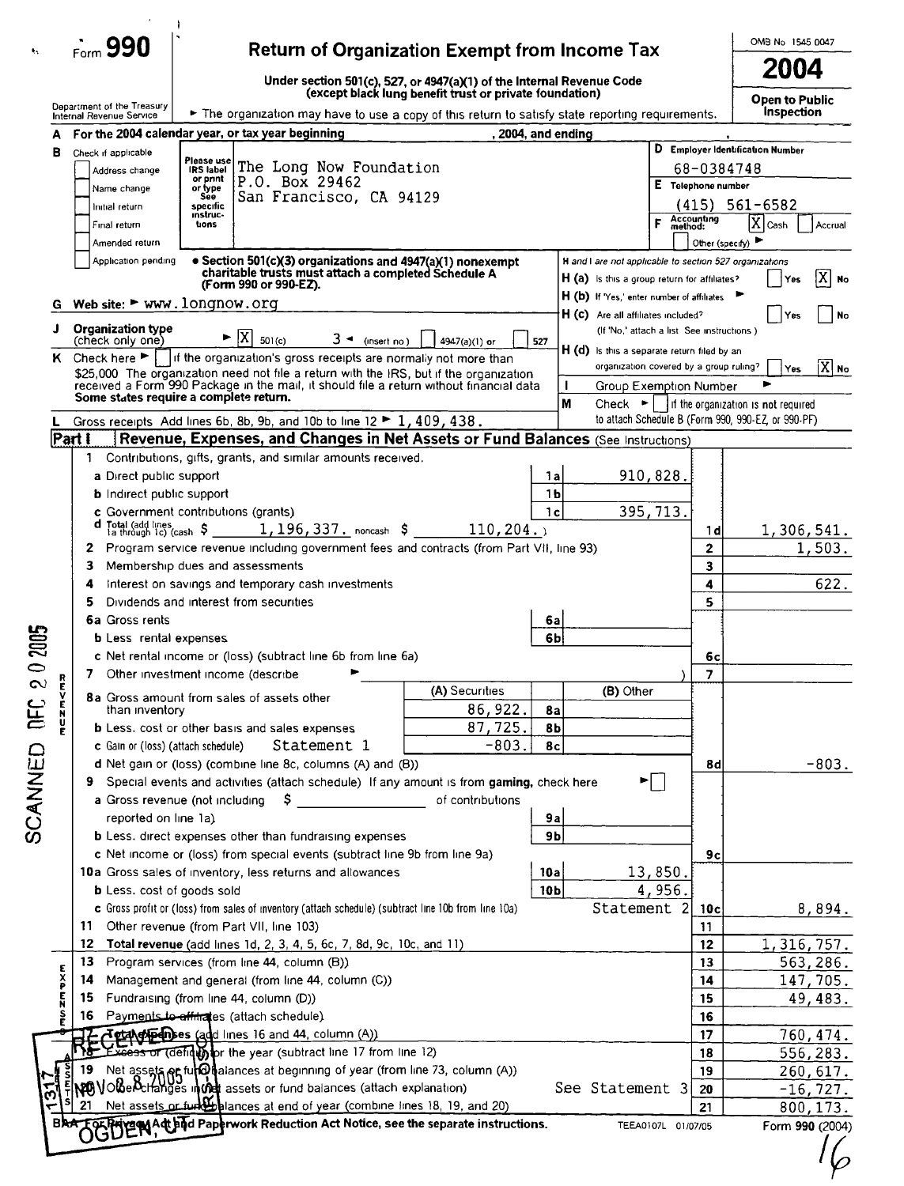# Form 990 — Return of Organization Exempt from Income Tax — 2004

OMB No 1545 0047

Under section 501(c), 527, or 4947(a)(1) of the Internal Revenue Code (except black lung benefit trust or private foundation)

Department of the Treasury Internal Revenue Service

► The organization may have to use a copy of this return to satisfy state reporting requirements.

**Open to Public Inspection**

**A** For the 2004 calendar year, or tax year beginning , 2004, and ending ,

**B** Check if applicable:
- [ ] Address change
- [ ] Name change
- [ ] Initial return
- [ ] Final return
- [ ] Amended return
- [ ] Application pending

**C** The Long Now Foundation
P.O. Box 29462
San Francisco, CA 94129

**D** Employer Identification Number: 68-0384748

**E** Telephone number: (415) 561-6582

**F** Accounting method: [X] Cash [ ] Accrual [ ] Other (specify) ►

• Section 501(c)(3) organizations and 4947(a)(1) nonexempt charitable trusts must attach a completed Schedule A (Form 990 or 990-EZ).

H and I are not applicable to section 527 organizations

**H (a)** Is this a group return for affiliates? [ ] Yes [X] No

**H (b)** If 'Yes,' enter number of affiliates ►

**H (c)** Are all affiliates included? [ ] Yes [ ] No (If 'No,' attach a list See instructions)

**H (d)** Is this a separate return filed by an organization covered by a group ruling? [ ] Yes [X] No

**I** Group Exemption Number ►

**G** Web site: ► www.longnow.org

**J** Organization type (check only one) ► [X] 501(c) ( 3 ) ◄ (insert no) [ ] 4947(a)(1) or [ ] 527

**K** Check here ► [ ] if the organization's gross receipts are normally not more than $25,000 The organization need not file a return with the IRS, but if the organization received a Form 990 Package in the mail, it should file a return without financial data Some states require a complete return.

**M** Check ► [ ] if the organization is **not** required to attach Schedule B (Form 990, 990-EZ, or 990-PF)

**L** Gross receipts Add lines 6b, 8b, 9b, and 10b to line 12 ► 1,409,438.

## Part I — Revenue, Expenses, and Changes in Net Assets or Fund Balances (See Instructions)

### Revenue

| Line | Description | | Amount | | Total |
|---|---|---|---|---|---|
| 1 | Contributions, gifts, grants, and similar amounts received. | | | | |
| a | Direct public support | 1a | 910,828. | | |
| b | Indirect public support | 1b | | | |
| c | Government contributions (grants) | 1c | 395,713. | | |
| d | Total (add lines 1a through 1c) (cash $ 1,196,337. noncash $ 110,204.) | | | 1d | 1,306,541. |
| 2 | Program service revenue including government fees and contracts (from Part VII, line 93) | | | 2 | 1,503. |
| 3 | Membership dues and assessments | | | 3 | |
| 4 | Interest on savings and temporary cash investments | | | 4 | 622. |
| 5 | Dividends and interest from securities | | | 5 | |
| 6a | Gross rents | 6a | | | |
| b | Less rental expenses | 6b | | | |
| c | Net rental income or (loss) (subtract line 6b from line 6a) | | | 6c | |
| 7 | Other investment income (describe ► ) | | | 7 | |

| Line | Description | (A) Securities | | (B) Other | | Total |
|---|---|---|---|---|---|---|
| 8a | Gross amount from sales of assets other than inventory | 86,922. | 8a | | | |
| b | Less cost or other basis and sales expenses | 87,725. | 8b | | | |
| c | Gain or (loss) (attach schedule) Statement 1 | -803. | 8c | | | |
| d | Net gain or (loss) (combine line 8c, columns (A) and (B)) | | | | 8d | -803. |

| Line | Description | | Amount | | Total |
|---|---|---|---|---|---|
| 9 | Special events and activities (attach schedule) If any amount is from **gaming**, check here ► [ ] | | | | |
| a | Gross revenue (not including $ of contributions reported on line 1a) | 9a | | | |
| b | Less direct expenses other than fundraising expenses | 9b | | | |
| c | Net income or (loss) from special events (subtract line 9b from line 9a) | | | 9c | |
| 10a | Gross sales of inventory, less returns and allowances | 10a | 13,850. | | |
| b | Less cost of goods sold | 10b | 4,956. | | |
| c | Gross profit or (loss) from sales of inventory (attach schedule) (subtract line 10b from line 10a) | | Statement 2 | 10c | 8,894. |
| 11 | Other revenue (from Part VII, line 103) | | | 11 | |
| 12 | **Total revenue** (add lines 1d, 2, 3, 4, 5, 6c, 7, 8d, 9c, 10c, and 11) | | | 12 | 1,316,757. |

### Expenses

| Line | Description | | Total |
|---|---|---|---|
| 13 | Program services (from line 44, column (B)) | 13 | 563,286. |
| 14 | Management and general (from line 44, column (C)) | 14 | 147,705. |
| 15 | Fundraising (from line 44, column (D)) | 15 | 49,483. |
| 16 | Payments to affiliates (attach schedule) | 16 | |
| 17 | **Total expenses** (add lines 16 and 44, column (A)) | 17 | 760,474. |

### Net Assets

| Line | Description | | Total |
|---|---|---|---|
| 18 | Excess or (deficit) for the year (subtract line 17 from line 12) | 18 | 556,283. |
| 19 | Net assets or fund balances at beginning of year (from line 73, column (A)) | 19 | 260,617. |
| 20 | Other changes in net assets or fund balances (attach explanation) See Statement 3 | 20 | -16,727. |
| 21 | Net assets or fund balances at end of year (combine lines 18, 19, and 20) | 21 | 800,173. |

BAA For Privacy Act and Paperwork Reduction Act Notice, see the separate instructions. TEEA0107L 01/07/05 Form 990 (2004)

SCANNED DEC 2 0 2005

RECEIVED NOV 2 8 2005 OGDEN, UT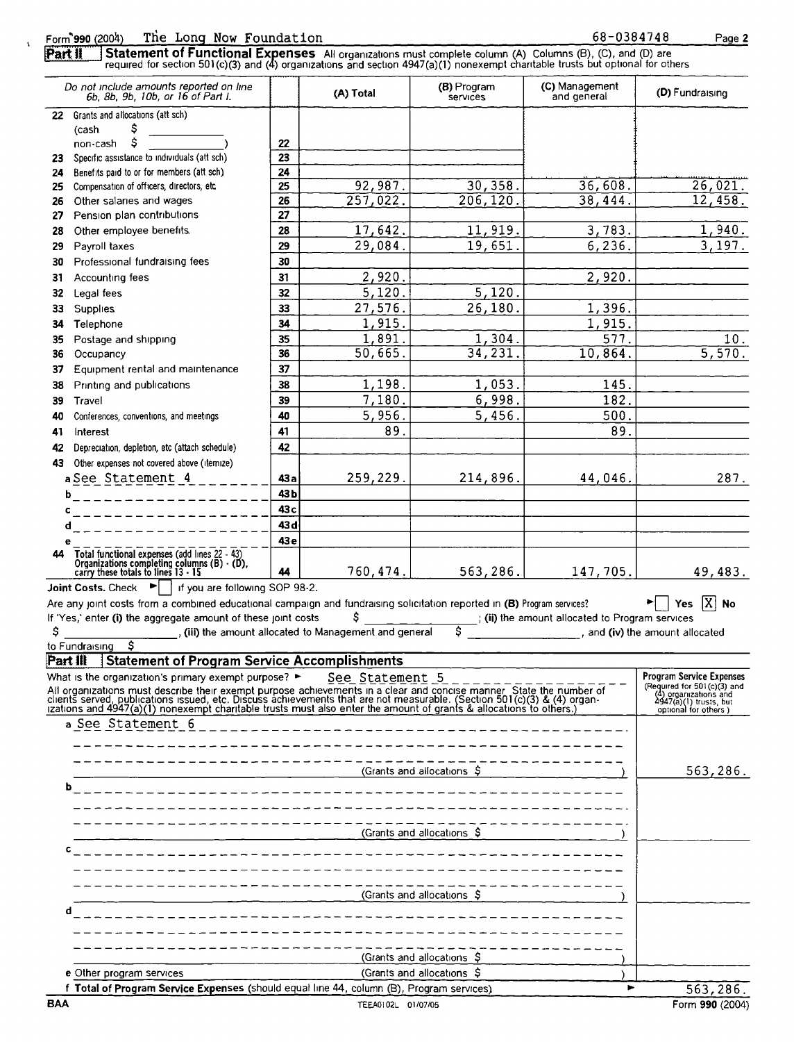Form 990 (2004) The Long Now Foundation 68-0384748

## Part II Statement of Functional Expenses

All organizations must complete column (A) Columns (B), (C), and (D) are required for section 501(c)(3) and (4) organizations and section 4947(a)(1) nonexempt charitable trusts but optional for others

| Do not include amounts reported on line 6b, 8b, 9b, 10b, or 16 of Part I. | | (A) Total | (B) Program services | (C) Management and general | (D) Fundraising |
|---|---|---|---|---|---|
| 22 Grants and allocations (att sch) (cash $ ______ non-cash $ ______ ) | 22 | | | | |
| 23 Specific assistance to individuals (att sch) | 23 | | | | |
| 24 Benefits paid to or for members (att sch) | 24 | | | | |
| 25 Compensation of officers, directors, etc | 25 | 92,987. | 30,358. | 36,608. | 26,021. |
| 26 Other salaries and wages | 26 | 257,022. | 206,120. | 38,444. | 12,458. |
| 27 Pension plan contributions | 27 | | | | |
| 28 Other employee benefits | 28 | 17,642. | 11,919. | 3,783. | 1,940. |
| 29 Payroll taxes | 29 | 29,084. | 19,651. | 6,236. | 3,197. |
| 30 Professional fundraising fees | 30 | | | | |
| 31 Accounting fees | 31 | 2,920. | | 2,920. | |
| 32 Legal fees | 32 | 5,120. | 5,120. | | |
| 33 Supplies | 33 | 27,576. | 26,180. | 1,396. | |
| 34 Telephone | 34 | 1,915. | | 1,915. | |
| 35 Postage and shipping | 35 | 1,891. | 1,304. | 577. | 10. |
| 36 Occupancy | 36 | 50,665. | 34,231. | 10,864. | 5,570. |
| 37 Equipment rental and maintenance | 37 | | | | |
| 38 Printing and publications | 38 | 1,198. | 1,053. | 145. | |
| 39 Travel | 39 | 7,180. | 6,998. | 182. | |
| 40 Conferences, conventions, and meetings | 40 | 5,956. | 5,456. | 500. | |
| 41 Interest | 41 | 89. | | 89. | |
| 42 Depreciation, depletion, etc (attach schedule) | 42 | | | | |
| 43 Other expenses not covered above (itemize) | | | | | |
| a See Statement 4 | 43a | 259,229. | 214,896. | 44,046. | 287. |
| b | 43b | | | | |
| c | 43c | | | | |
| d | 43d | | | | |
| e | 43e | | | | |
| 44 Total functional expenses (add lines 22 - 43) Organizations completing columns (B) - (D), carry these totals to lines 13 - 15 | 44 | 760,474. | 563,286. | 147,705. | 49,483. |

**Joint Costs.** Check ► [ ] if you are following SOP 98-2.

Are any joint costs from a combined educational campaign and fundraising solicitation reported in (B) Program services? ► [ ] Yes [X] No

If 'Yes,' enter (i) the aggregate amount of these joint costs $ ______ ; (ii) the amount allocated to Program services $ ______ , (iii) the amount allocated to Management and general $ ______ , and (iv) the amount allocated to Fundraising $ ______

## Part III Statement of Program Service Accomplishments

What is the organization's primary exempt purpose? ► See Statement 5

All organizations must describe their exempt purpose achievements in a clear and concise manner State the number of clients served, publications issued, etc. Discuss achievements that are not measurable. (Section 501(c)(3) & (4) organizations and 4947(a)(1) nonexempt charitable trusts must also enter the amount of grants & allocations to others.)

| | Program Service Expenses (Required for 501(c)(3) and (4) organizations and 4947(a)(1) trusts, but optional for others) |
|---|---|
| a See Statement 6 (Grants and allocations $ ) | 563,286. |
| b (Grants and allocations $ ) | |
| c (Grants and allocations $ ) | |
| d (Grants and allocations $ ) | |
| e Other program services (Grants and allocations $ ) | |
| f **Total of Program Service Expenses** (should equal line 44, column (B), Program services) ► | 563,286. |

BAA TEEA0102L 01/07/05 Form 990 (2004)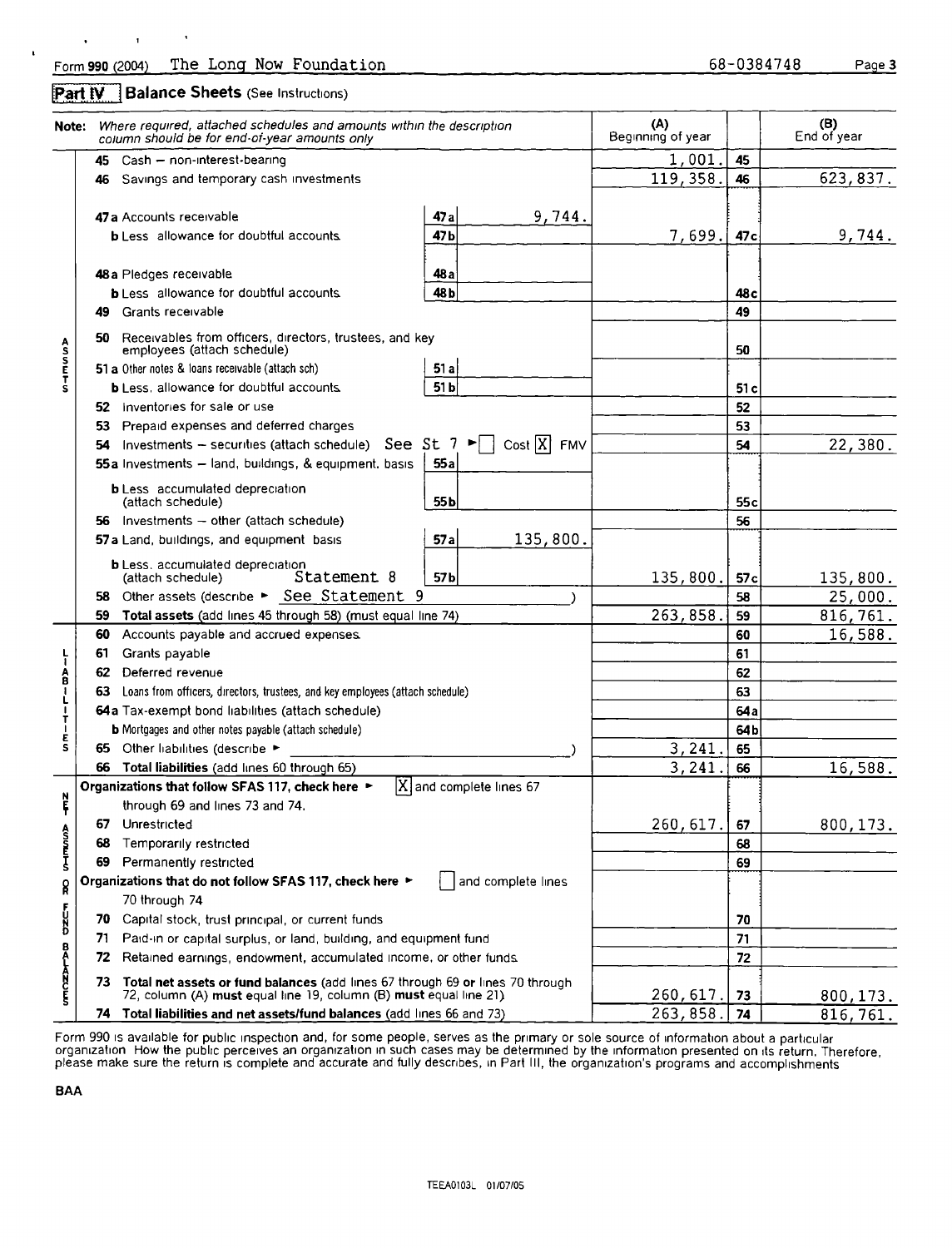Form 990 (2004) The Long Now Foundation 68-0384748 Page 3

## Part IV Balance Sheets (See Instructions)

| Note: *Where required, attached schedules and amounts within the description column should be for end-of-year amounts only* | | | (A) Beginning of year | | (B) End of year |
|---|---|---|---|---|---|
| **ASSETS** | | | | | |
| 45 Cash – non-interest-bearing | | | 1,001. | 45 | |
| 46 Savings and temporary cash investments | | | 119,358. | 46 | 623,837. |
| 47a Accounts receivable | 47a | 9,744. | | | |
| b Less allowance for doubtful accounts | 47b | | 7,699. | 47c | 9,744. |
| 48a Pledges receivable | 48a | | | | |
| b Less allowance for doubtful accounts | 48b | | | 48c | |
| 49 Grants receivable | | | | 49 | |
| 50 Receivables from officers, directors, trustees, and key employees (attach schedule) | | | | 50 | |
| 51a Other notes & loans receivable (attach sch) | 51a | | | | |
| b Less allowance for doubtful accounts | 51b | | | 51c | |
| 52 Inventories for sale or use | | | | 52 | |
| 53 Prepaid expenses and deferred charges | | | | 53 | |
| 54 Investments – securities (attach schedule) See St 7 ► [ ] Cost [X] FMV | | | | 54 | 22,380. |
| 55a Investments – land, buildings, & equipment: basis | 55a | | | | |
| b Less accumulated depreciation (attach schedule) | 55b | | | 55c | |
| 56 Investments – other (attach schedule) | | | | 56 | |
| 57a Land, buildings, and equipment: basis | 57a | 135,800. | | | |
| b Less accumulated depreciation (attach schedule) Statement 8 | 57b | | 135,800. | 57c | 135,800. |
| 58 Other assets (describe ► See Statement 9 ) | | | | 58 | 25,000. |
| 59 **Total assets** (add lines 45 through 58) (must equal line 74) | | | 263,858. | 59 | 816,761. |
| **LIABILITIES** | | | | | |
| 60 Accounts payable and accrued expenses | | | | 60 | 16,588. |
| 61 Grants payable | | | | 61 | |
| 62 Deferred revenue | | | | 62 | |
| 63 Loans from officers, directors, trustees, and key employees (attach schedule) | | | | 63 | |
| 64a Tax-exempt bond liabilities (attach schedule) | | | | 64a | |
| b Mortgages and other notes payable (attach schedule) | | | | 64b | |
| 65 Other liabilities (describe ► ) | | | 3,241. | 65 | |
| 66 **Total liabilities** (add lines 60 through 65) | | | 3,241. | 66 | 16,588. |
| **NET ASSETS OR FUND BALANCES** | | | | | |
| **Organizations that follow SFAS 117, check here ►** [X] and complete lines 67 through 69 and lines 73 and 74. | | | | | |
| 67 Unrestricted | | | 260,617. | 67 | 800,173. |
| 68 Temporarily restricted | | | | 68 | |
| 69 Permanently restricted | | | | 69 | |
| **Organizations that do not follow SFAS 117, check here ►** [ ] and complete lines 70 through 74 | | | | | |
| 70 Capital stock, trust principal, or current funds | | | | 70 | |
| 71 Paid-in or capital surplus, or land, building, and equipment fund | | | | 71 | |
| 72 Retained earnings, endowment, accumulated income, or other funds | | | | 72 | |
| 73 **Total net assets or fund balances** (add lines 67 through 69 **or** lines 70 through 72, column (A) **must** equal line 19; column (B) **must** equal line 21) | | | 260,617. | 73 | 800,173. |
| 74 **Total liabilities and net assets/fund balances** (add lines 66 and 73) | | | 263,858. | 74 | 816,761. |

Form 990 is available for public inspection and, for some people, serves as the primary or sole source of information about a particular organization. How the public perceives an organization in such cases may be determined by the information presented on its return. Therefore, please make sure the return is complete and accurate and fully describes, in Part III, the organization's programs and accomplishments.

BAA

TEEA0103L 01/07/05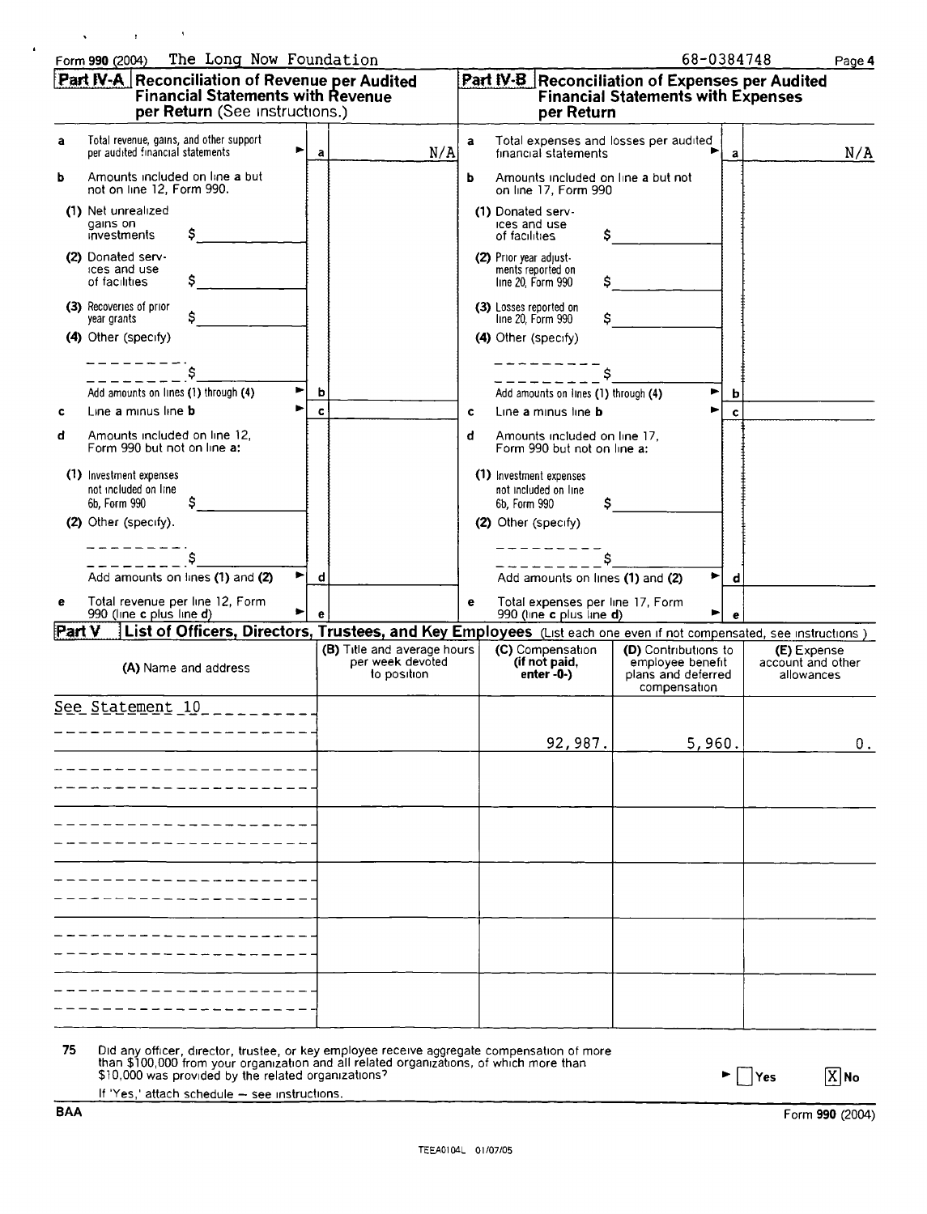Form 990 (2004) The Long Now Foundation 68-0384748

## Part IV-A Reconciliation of Revenue per Audited Financial Statements with Revenue per Return (See instructions.)

| | | | |
|---|---|---|---|
| **a** | Total revenue, gains, and other support per audited financial statements | a | N/A |
| **b** | Amounts included on line **a** but not on line 12, Form 990. | | |
| | (1) Net unrealized gains on investments $ | | |
| | (2) Donated services and use of facilities $ | | |
| | (3) Recoveries of prior year grants $ | | |
| | (4) Other (specify) $ | | |
| | Add amounts on lines (1) through (4) | b | |
| **c** | Line a minus line **b** | c | |
| **d** | Amounts included on line 12, Form 990 but not on line **a**: | | |
| | (1) Investment expenses not included on line 6b, Form 990 $ | | |
| | (2) Other (specify). $ | | |
| | Add amounts on lines **(1)** and **(2)** | d | |
| **e** | Total revenue per line 12, Form 990 (line **c** plus line **d**) | e | |

## Part IV-B Reconciliation of Expenses per Audited Financial Statements with Expenses per Return

| | | | |
|---|---|---|---|
| **a** | Total expenses and losses per audited financial statements | a | N/A |
| **b** | Amounts included on line a but not on line 17, Form 990 | | |
| | (1) Donated services and use of facilities $ | | |
| | (2) Prior year adjustments reported on line 20, Form 990 $ | | |
| | (3) Losses reported on line 20, Form 990 $ | | |
| | (4) Other (specify) $ | | |
| | Add amounts on lines **(1)** through **(4)** | b | |
| **c** | Line a minus line **b** | c | |
| **d** | Amounts included on line 17, Form 990 but not on line **a**: | | |
| | (1) Investment expenses not included on line 6b, Form 990 $ | | |
| | (2) Other (specify) $ | | |
| | Add amounts on lines **(1)** and **(2)** | d | |
| **e** | Total expenses per line 17, Form 990 (line **c** plus line **d**) | e | |

## Part V List of Officers, Directors, Trustees, and Key Employees (List each one even if not compensated, see instructions.)

| (A) Name and address | (B) Title and average hours per week devoted to position | (C) Compensation (if not paid, enter -0-) | (D) Contributions to employee benefit plans and deferred compensation | (E) Expense account and other allowances |
|---|---|---|---|---|
| See Statement 10 | | 92,987. | 5,960. | 0. |

**75** Did any officer, director, trustee, or key employee receive aggregate compensation of more than $100,000 from your organization and all related organizations, of which more than $10,000 was provided by the related organizations? ☐ Yes ☒ No

If 'Yes,' attach schedule – see instructions.

BAA Form **990** (2004)

TEEA0104L 01/07/05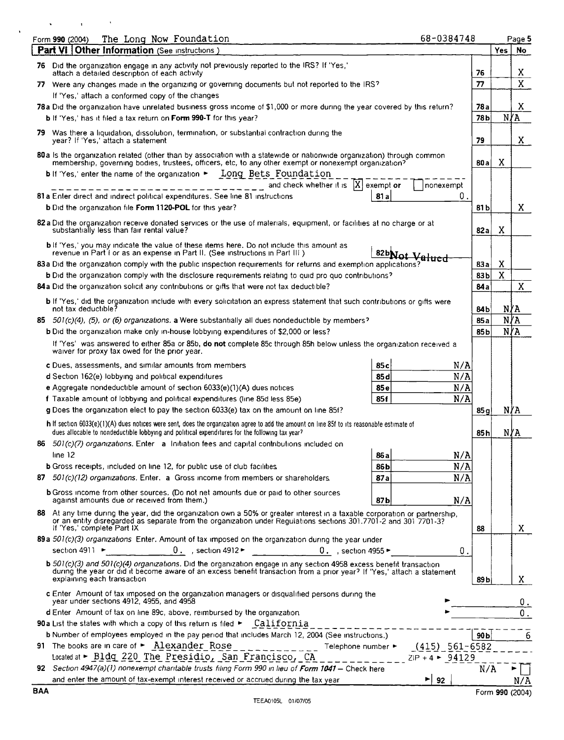Form **990** (2004) The Long Now Foundation 68-0384748

## Part VI Other Information (See instructions.)

| | | | Yes | No |
|---|---|---|---|---|
| **76** | Did the organization engage in any activity not previously reported to the IRS? If 'Yes,' attach a detailed description of each activity | 76 | | X |
| **77** | Were any changes made in the organizing or governing documents but not reported to the IRS? If 'Yes,' attach a conformed copy of the changes | 77 | | X |
| **78a** | Did the organization have unrelated business gross income of $1,000 or more during the year covered by this return? | 78a | | X |
| **b** | If 'Yes,' has it filed a tax return on **Form 990-T** for this year? | 78b | N/A | |
| **79** | Was there a liquidation, dissolution, termination, or substantial contraction during the year? If 'Yes,' attach a statement | 79 | | X |
| **80a** | Is the organization related (other than by association with a statewide or nationwide organization) through common membership, governing bodies, trustees, officers, etc, to any other exempt or nonexempt organization? | 80a | X | |
| **b** | If 'Yes,' enter the name of the organization ► Long Bets Foundation and check whether it is [X] exempt or [ ] nonexempt | | | |
| **81a** | Enter direct and indirect political expenditures. See line 81 instructions — 81a: 0. | | | |
| **b** | Did the organization file **Form 1120-POL** for this year? | 81b | | X |
| **82a** | Did the organization receive donated services or the use of materials, equipment, or facilities at no charge or at substantially less than fair rental value? | 82a | X | |
| **b** | If 'Yes,' you may indicate the value of these items here. Do not include this amount as revenue in Part I or as an expense in Part II. (See instructions in Part III.) — 82b: Not Valued | | | |
| **83a** | Did the organization comply with the public inspection requirements for returns and exemption applications? | 83a | X | |
| **b** | Did the organization comply with the disclosure requirements relating to quid pro quo contributions? | 83b | X | |
| **84a** | Did the organization solicit any contributions or gifts that were not tax deductible? | 84a | | X |
| **b** | If 'Yes,' did the organization include with every solicitation an express statement that such contributions or gifts were not tax deductible? | 84b | N/A | |
| **85** | *501(c)(4), (5), or (6) organizations.* **a** Were substantially all dues nondeductible by members? | 85a | N/A | |
| **b** | Did the organization make only in-house lobbying expenditures of $2,000 or less? | 85b | N/A | |
| | If 'Yes' was answered to either 85a or 85b, **do not** complete 85c through 85h below unless the organization received a waiver for proxy tax owed for the prior year. | | | |
| **c** | Dues, assessments, and similar amounts from members — 85c: N/A | | | |
| **d** | Section 162(e) lobbying and political expenditures — 85d: N/A | | | |
| **e** | Aggregate nondeductible amount of section 6033(e)(1)(A) dues notices — 85e: N/A | | | |
| **f** | Taxable amount of lobbying and political expenditures (line 85d less 85e) — 85f: N/A | | | |
| **g** | Does the organization elect to pay the section 6033(e) tax on the amount on line 85f? | 85g | N/A | |
| **h** | If section 6033(e)(1)(A) dues notices were sent, does the organization agree to add the amount on line 85f to its reasonable estimate of dues allocable to nondeductible lobbying and political expenditures for the following tax year? | 85h | N/A | |
| **86** | *501(c)(7) organizations.* Enter **a** Initiation fees and capital contributions included on line 12 — 86a: N/A | | | |
| **b** | Gross receipts, included on line 12, for public use of club facilities — 86b: N/A | | | |
| **87** | *501(c)(12) organizations.* Enter. **a** Gross income from members or shareholders — 87a: N/A | | | |
| **b** | Gross income from other sources. (Do not net amounts due or paid to other sources against amounts due or received from them.) — 87b: N/A | | | |
| **88** | At any time during the year, did the organization own a 50% or greater interest in a taxable corporation or partnership, or an entity disregarded as separate from the organization under Regulations sections 301.7701-2 and 301.7701-3? If 'Yes,' complete Part IX | 88 | | X |
| **89a** | *501(c)(3) organizations* Enter. Amount of tax imposed on the organization during the year under section 4911 ► 0. , section 4912 ► 0. , section 4955 ► 0. | | | |
| **b** | *501(c)(3) and 501(c)(4) organizations.* Did the organization engage in any section 4958 excess benefit transaction during the year or did it become aware of an excess benefit transaction from a prior year? If 'Yes,' attach a statement explaining each transaction | 89b | | X |
| **c** | Enter. Amount of tax imposed on the organization managers or disqualified persons during the year under sections 4912, 4955, and 4958 ► 0. | | | |
| **d** | Enter. Amount of tax on line 89c, above, reimbursed by the organization ► 0. | | | |
| **90a** | List the states with which a copy of this return is filed ► California | | | |
| **b** | Number of employees employed in the pay period that includes March 12, 2004 (See instructions.) | 90b | | 6 |
| **91** | The books are in care of ► Alexander Rose Telephone number ► (415) 561-6582 Located at ► Bldg 220 The Presidio, San Francisco, CA ZIP + 4 ► 94129 | | | |
| **92** | *Section 4947(a)(1) nonexempt charitable trusts filing Form 990 in lieu of Form 1041* – Check here N/A ► [ ] and enter the amount of tax-exempt interest received or accrued during the tax year ► 92: N/A | | | |

BAA Form **990** (2004)

TEEA0105L 01/07/05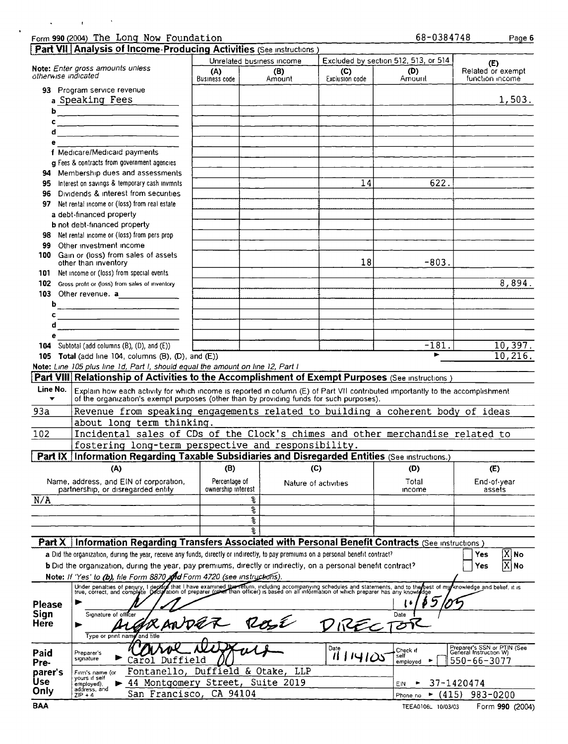Form 990 (2004) The Long Now Foundation 68-0384748

## Part VII Analysis of Income-Producing Activities (See instructions.)

| Note: Enter gross amounts unless otherwise indicated | Unrelated business income | | Excluded by section 512, 513, or 514 | | (E) Related or exempt function income |
|---|---|---|---|---|---|
| | (A) Business code | (B) Amount | (C) Exclusion code | (D) Amount | |
| 93 Program service revenue | | | | | |
| a Speaking Fees | | | | | 1,503. |
| b | | | | | |
| c | | | | | |
| d | | | | | |
| e | | | | | |
| f Medicare/Medicaid payments | | | | | |
| g Fees & contracts from government agencies | | | | | |
| 94 Membership dues and assessments | | | | | |
| 95 Interest on savings & temporary cash invmnts | | | 14 | 622. | |
| 96 Dividends & interest from securities | | | | | |
| 97 Net rental income or (loss) from real estate | | | | | |
| a debt-financed property | | | | | |
| b not debt-financed property | | | | | |
| 98 Net rental income or (loss) from pers prop | | | | | |
| 99 Other investment income | | | | | |
| 100 Gain or (loss) from sales of assets other than inventory | | | 18 | -803. | |
| 101 Net income or (loss) from special events | | | | | |
| 102 Gross profit or (loss) from sales of inventory | | | | | 8,894. |
| 103 Other revenue. a | | | | | |
| b | | | | | |
| c | | | | | |
| d | | | | | |
| e | | | | | |
| 104 Subtotal (add columns (B), (D), and (E)) | | | | -181. | 10,397. |
| 105 Total (add line 104, columns (B), (D), and (E)) | | | | ► | 10,216. |

*Note: Line 105 plus line 1d, Part I, should equal the amount on line 12, Part I*

## Part VIII Relationship of Activities to the Accomplishment of Exempt Purposes (See instructions.)

| Line No. ▼ | Explain how each activity for which income is reported in column (E) of Part VII contributed importantly to the accomplishment of the organization's exempt purposes (other than by providing funds for such purposes). |
|---|---|
| 93a | Revenue from speaking engagements related to building a coherent body of ideas about long term thinking. |
| 102 | Incidental sales of CDs of the Clock's chimes and other merchandise related to fostering long-term perspective and responsibility. |

## Part IX Information Regarding Taxable Subsidiaries and Disregarded Entities (See instructions.)

| (A) Name, address, and EIN of corporation, partnership, or disregarded entity | (B) Percentage of ownership interest | (C) Nature of activities | (D) Total income | (E) End-of-year assets |
|---|---|---|---|---|
| N/A | % | | | |
| | % | | | |
| | % | | | |
| | % | | | |

## Part X Information Regarding Transfers Associated with Personal Benefit Contracts (See instructions.)

a Did the organization, during the year, receive any funds, directly or indirectly, to pay premiums on a personal benefit contract? Yes [X] No

b Did the organization, during the year, pay premiums, directly or indirectly, on a personal benefit contract? Yes [X] No

*Note: If 'Yes' to (b), file Form 8870 and Form 4720 (see instructions).*

**Please Sign Here**

Under penalties of perjury, I declare that I have examined this return, including accompanying schedules and statements, and to the best of my knowledge and belief, it is true, correct, and complete. Declaration of preparer (other than officer) is based on all information of which preparer has any knowledge.

► [signature] Signature of officer — Date 11/15/05

► ALEXANDER ROSE DIRECTOR — Type or print name and title

**Paid Preparer's Use Only**

Preparer's signature ► Carol Duffield — Date 11/14/05 — Check if self employed ► [ ] — Preparer's SSN or PTIN (See General Instruction W) 550-66-3077

Firm's name (or yours if self employed), address, and ZIP + 4 ► Fontanello, Duffield & Otake, LLP, 44 Montgomery Street, Suite 2019, San Francisco, CA 94104

EIN ► 37-1420474

Phone no ► (415) 983-0200

BAA TEEA0106L 10/03/03 Form 990 (2004)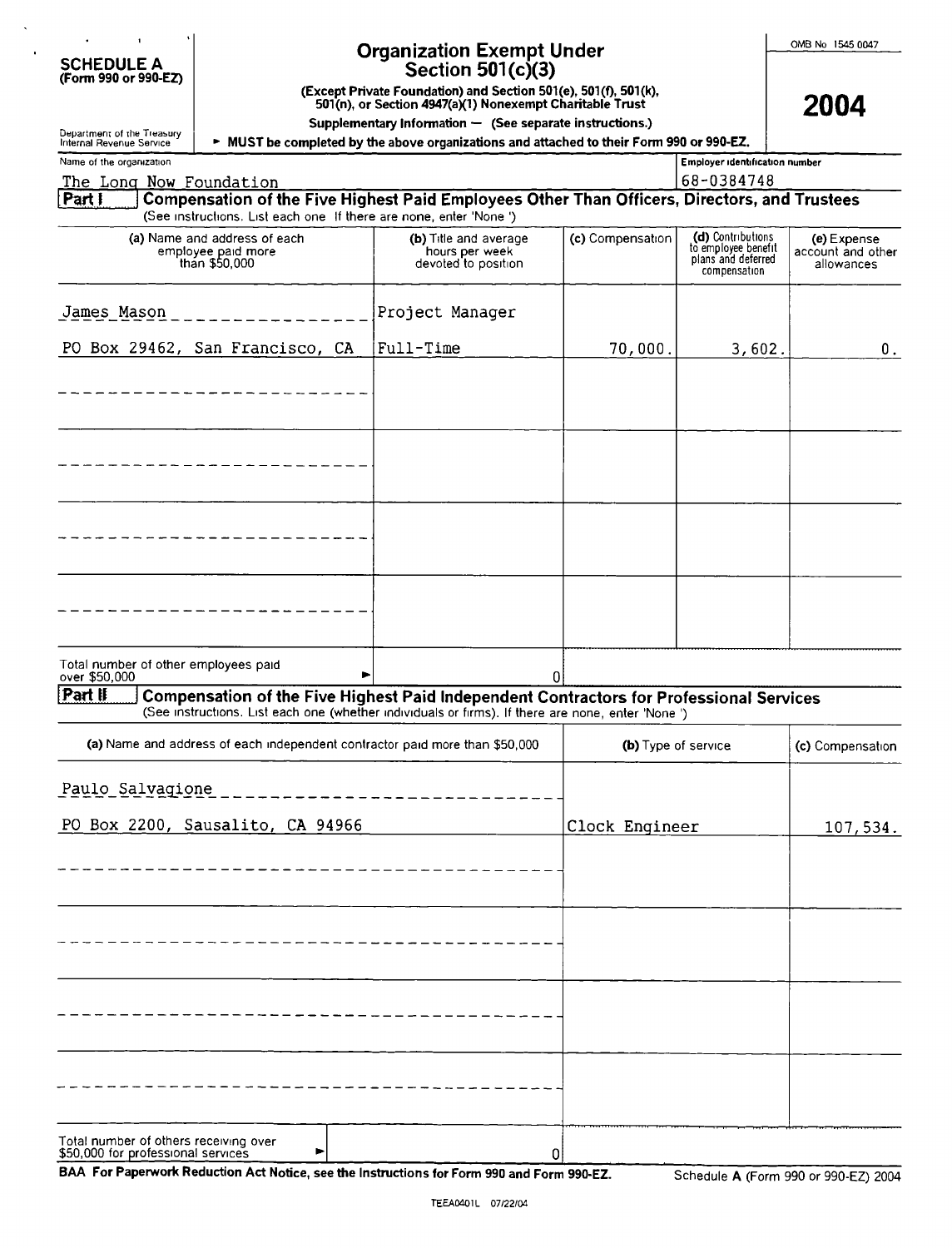**SCHEDULE A**
**(Form 990 or 990-EZ)**

Department of the Treasury
Internal Revenue Service

# Organization Exempt Under Section 501(c)(3)

**(Except Private Foundation) and Section 501(e), 501(f), 501(k), 501(n), or Section 4947(a)(1) Nonexempt Charitable Trust**

**Supplementary Information — (See separate instructions.)**

► **MUST be completed by the above organizations and attached to their Form 990 or 990-EZ.**

OMB No 1545 0047

**2004**

Name of the organization: The Long Now Foundation

Employer identification number: 68-0384748

**Part I — Compensation of the Five Highest Paid Employees Other Than Officers, Directors, and Trustees**
(See instructions. List each one If there are none, enter 'None ')

| (a) Name and address of each employee paid more than $50,000 | (b) Title and average hours per week devoted to position | (c) Compensation | (d) Contributions to employee benefit plans and deferred compensation | (e) Expense account and other allowances |
|---|---|---|---|---|
| James Mason<br>PO Box 29462, San Francisco, CA | Project Manager<br>Full-Time | 70,000. | 3,602. | 0. |
| | | | | |
| | | | | |
| | | | | |
| | | | | |

Total number of other employees paid over $50,000 ► 0

**Part II — Compensation of the Five Highest Paid Independent Contractors for Professional Services**
(See instructions. List each one (whether individuals or firms). If there are none, enter 'None ')

| (a) Name and address of each independent contractor paid more than $50,000 | (b) Type of service | (c) Compensation |
|---|---|---|
| Paulo Salvagione<br>PO Box 2200, Sausalito, CA 94966 | Clock Engineer | 107,534. |
| | | |
| | | |
| | | |
| | | |

Total number of others receiving over $50,000 for professional services ► 0

**BAA For Paperwork Reduction Act Notice, see the Instructions for Form 990 and Form 990-EZ.**

Schedule A (Form 990 or 990-EZ) 2004

TEEA0401L 07/22/04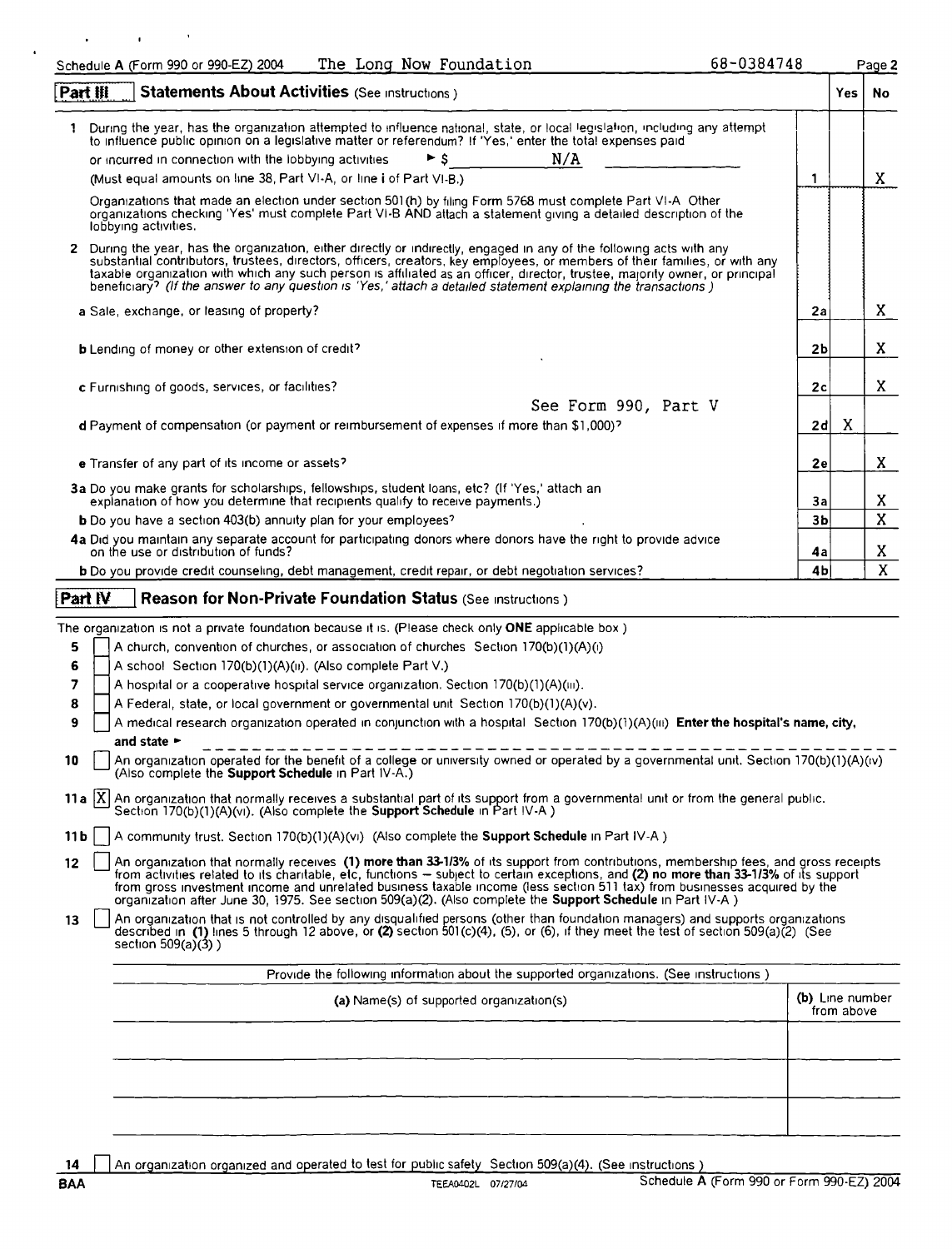Schedule A (Form 990 or 990-EZ) 2004 The Long Now Foundation 68-0384748

## Part III — Statements About Activities (See instructions.)

| | | | Yes | No |
|---|---|---|---|---|
| 1 | During the year, has the organization attempted to influence national, state, or local legislation, including any attempt to influence public opinion on a legislative matter or referendum? If 'Yes,' enter the total expenses paid or incurred in connection with the lobbying activities ► $ N/A (Must equal amounts on line 38, Part VI-A, or line i of Part VI-B.) | 1 | | X |
| | Organizations that made an election under section 501(h) by filing Form 5768 must complete Part VI-A. Other organizations checking 'Yes' must complete Part VI-B AND attach a statement giving a detailed description of the lobbying activities. | | | |
| 2 | During the year, has the organization, either directly or indirectly, engaged in any of the following acts with any substantial contributors, trustees, directors, officers, creators, key employees, or members of their families, or with any taxable organization with which any such person is affiliated as an officer, director, trustee, majority owner, or principal beneficiary? *(If the answer to any question is 'Yes,' attach a detailed statement explaining the transactions.)* | | | |
| | a Sale, exchange, or leasing of property? | 2a | | X |
| | b Lending of money or other extension of credit? | 2b | | X |
| | c Furnishing of goods, services, or facilities? | 2c | | X |
| | d Payment of compensation (or payment or reimbursement of expenses if more than $1,000)? See Form 990, Part V | 2d | X | |
| | e Transfer of any part of its income or assets? | 2e | | X |
| 3a | Do you make grants for scholarships, fellowships, student loans, etc? (If 'Yes,' attach an explanation of how you determine that recipients qualify to receive payments.) | 3a | | X |
| b | Do you have a section 403(b) annuity plan for your employees? | 3b | | X |
| 4a | Did you maintain any separate account for participating donors where donors have the right to provide advice on the use or distribution of funds? | 4a | | X |
| b | Do you provide credit counseling, debt management, credit repair, or debt negotiation services? | 4b | | X |

## Part IV — Reason for Non-Private Foundation Status (See instructions.)

The organization is not a private foundation because it is: (Please check only **ONE** applicable box.)

- 5 [ ] A church, convention of churches, or association of churches. Section 170(b)(1)(A)(i).
- 6 [ ] A school. Section 170(b)(1)(A)(ii). (Also complete Part V.)
- 7 [ ] A hospital or a cooperative hospital service organization. Section 170(b)(1)(A)(iii).
- 8 [ ] A Federal, state, or local government or governmental unit. Section 170(b)(1)(A)(v).
- 9 [ ] A medical research organization operated in conjunction with a hospital. Section 170(b)(1)(A)(iii). **Enter the hospital's name, city, and state** ►
- 10 [ ] An organization operated for the benefit of a college or university owned or operated by a governmental unit. Section 170(b)(1)(A)(iv). (Also complete the **Support Schedule** in Part IV-A.)
- 11a [X] An organization that normally receives a substantial part of its support from a governmental unit or from the general public. Section 170(b)(1)(A)(vi). (Also complete the **Support Schedule** in Part IV-A.)
- 11b [ ] A community trust. Section 170(b)(1)(A)(vi). (Also complete the **Support Schedule** in Part IV-A.)
- 12 [ ] An organization that normally receives **(1) more than 33-1/3%** of its support from contributions, membership fees, and gross receipts from activities related to its charitable, etc, functions – subject to certain exceptions, and **(2) no more than 33-1/3%** of its support from gross investment income and unrelated business taxable income (less section 511 tax) from businesses acquired by the organization after June 30, 1975. See section 509(a)(2). (Also complete the **Support Schedule** in Part IV-A.)
- 13 [ ] An organization that is not controlled by any disqualified persons (other than foundation managers) and supports organizations described in **(1)** lines 5 through 12 above, or **(2)** section 501(c)(4), (5), or (6), if they meet the test of section 509(a)(2). (See section 509(a)(3).)

Provide the following information about the supported organizations. (See instructions.)

| (a) Name(s) of supported organization(s) | (b) Line number from above |
|---|---|
| | |
| | |
| | |
| | |

- 14 [ ] An organization organized and operated to test for public safety. Section 509(a)(4). (See instructions.)

BAA TEEA0402L 07/27/04 Schedule A (Form 990 or Form 990-EZ) 2004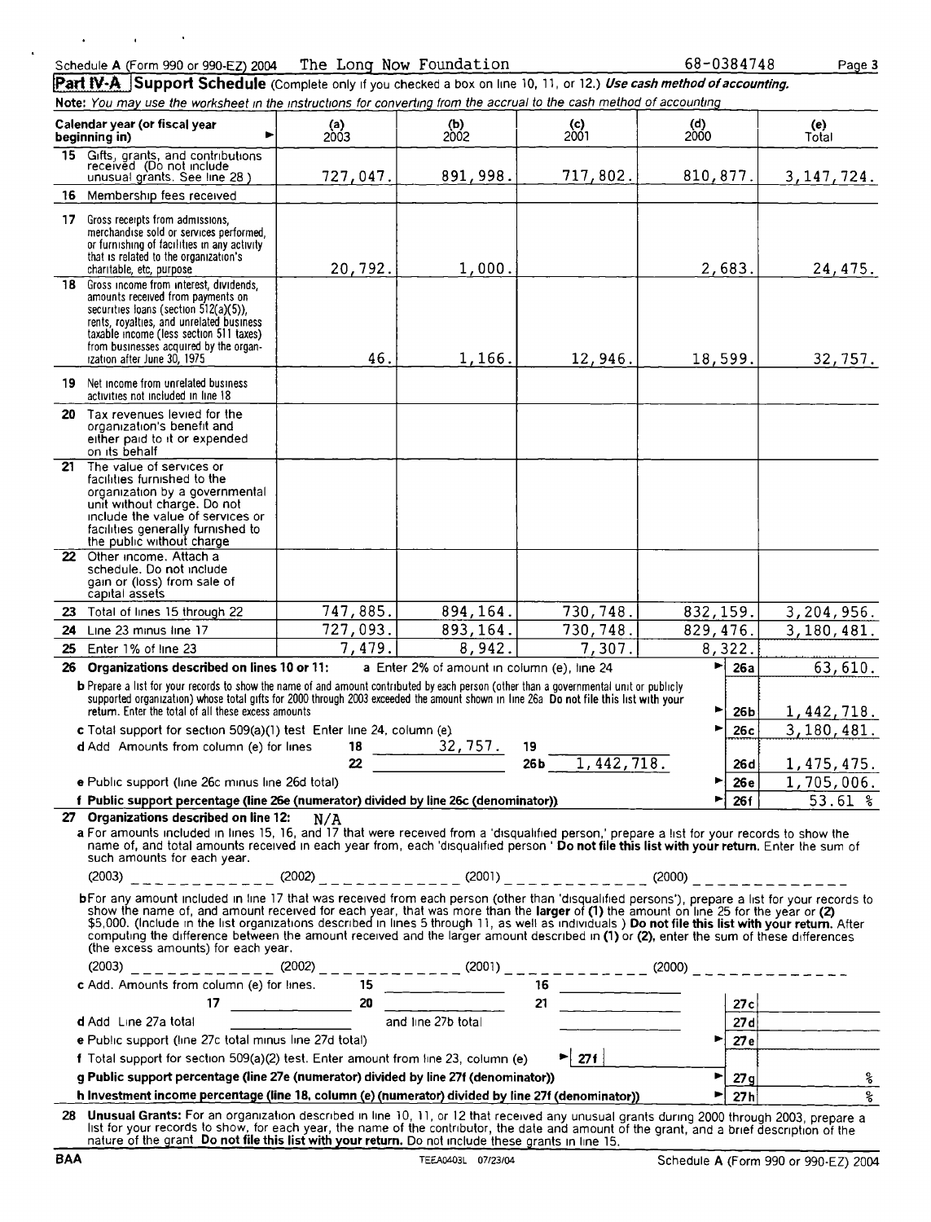Schedule A (Form 990 or 990-EZ) 2004 The Long Now Foundation 68-0384748

## Part IV-A Support Schedule (Complete only if you checked a box on line 10, 11, or 12.) *Use cash method of accounting.*

**Note:** *You may use the worksheet in the instructions for converting from the accrual to the cash method of accounting*

| Calendar year (or fiscal year beginning in) | (a) 2003 | (b) 2002 | (c) 2001 | (d) 2000 | (e) Total |
|---|---|---|---|---|---|
| 15 Gifts, grants, and contributions received (Do not include unusual grants. See line 28.) | 727,047. | 891,998. | 717,802. | 810,877. | 3,147,724. |
| 16 Membership fees received | | | | | |
| 17 Gross receipts from admissions, merchandise sold or services performed, or furnishing of facilities in any activity that is related to the organization's charitable, etc, purpose | 20,792. | 1,000. | | 2,683. | 24,475. |
| 18 Gross income from interest, dividends, amounts received from payments on securities loans (section 512(a)(5)), rents, royalties, and unrelated business taxable income (less section 511 taxes) from businesses acquired by the organization after June 30, 1975 | 46. | 1,166. | 12,946. | 18,599. | 32,757. |
| 19 Net income from unrelated business activities not included in line 18 | | | | | |
| 20 Tax revenues levied for the organization's benefit and either paid to it or expended on its behalf | | | | | |
| 21 The value of services or facilities furnished to the organization by a governmental unit without charge. Do not include the value of services or facilities generally furnished to the public without charge | | | | | |
| 22 Other income. Attach a schedule. Do not include gain or (loss) from sale of capital assets | | | | | |
| 23 Total of lines 15 through 22 | 747,885. | 894,164. | 730,748. | 832,159. | 3,204,956. |
| 24 Line 23 minus line 17 | 727,093. | 893,164. | 730,748. | 829,476. | 3,180,481. |
| 25 Enter 1% of line 23 | 7,479. | 8,942. | 7,307. | 8,322. | |

**26 Organizations described on lines 10 or 11:** a Enter 2% of amount in column (e), line 24 ► **26a** 63,610.

**b** Prepare a list for your records to show the name of and amount contributed by each person (other than a governmental unit or publicly supported organization) whose total gifts for 2000 through 2003 exceeded the amount shown in line 26a Do not file this list with your return. Enter the total of all these excess amounts ► **26b** 1,442,718.

**c** Total support for section 509(a)(1) test Enter line 24, column (e) ► **26c** 3,180,481.

**d** Add Amounts from column (e) for lines 18 32,757. 19 ______ 22 ______ 26b 1,442,718. **26d** 1,475,475.

**e** Public support (line 26c minus line 26d total) ► **26e** 1,705,006.

**f Public support percentage (line 26e (numerator) divided by line 26c (denominator))** ► **26f** 53.61 %

**27 Organizations described on line 12:** N/A

**a** For amounts included in lines 15, 16, and 17 that were received from a 'disqualified person,' prepare a list for your records to show the name of, and total amounts received in each year from, each 'disqualified person' **Do not file this list with your return.** Enter the sum of such amounts for each year.

(2003) ______ (2002) ______ (2001) ______ (2000) ______

**b** For any amount included in line 17 that was received from each person (other than 'disqualified persons'), prepare a list for your records to show the name of, and amount received for each year, that was more than the **larger** of **(1)** the amount on line 25 for the year or **(2)** $5,000. (Include in the list organizations described in lines 5 through 11, as well as individuals ) **Do not file this list with your return.** After computing the difference between the amount received and the larger amount described in **(1)** or **(2)**, enter the sum of these differences (the excess amounts) for each year.

(2003) ______ (2002) ______ (2001) ______ (2000) ______

**c** Add. Amounts from column (e) for lines. 15 ______ 16 ______ 17 ______ 20 ______ 21 ______ **27c**

**d** Add Line 27a total ______ and line 27b total ______ **27d**

**e** Public support (line 27c total minus line 27d total) ► **27e**

**f** Total support for section 509(a)(2) test. Enter amount from line 23, column (e) ► **27f**

**g Public support percentage (line 27e (numerator) divided by line 27f (denominator))** ► **27g** %

**h Investment income percentage (line 18, column (e) (numerator) divided by line 27f (denominator))** ► **27h** %

**28 Unusual Grants:** For an organization described in line 10, 11, or 12 that received any unusual grants during 2000 through 2003, prepare a list for your records to show, for each year, the name of the contributor, the date and amount of the grant, and a brief description of the nature of the grant **Do not file this list with your return.** Do not include these grants in line 15.

BAA TEEA0403L 07/23/04 Schedule A (Form 990 or 990-EZ) 2004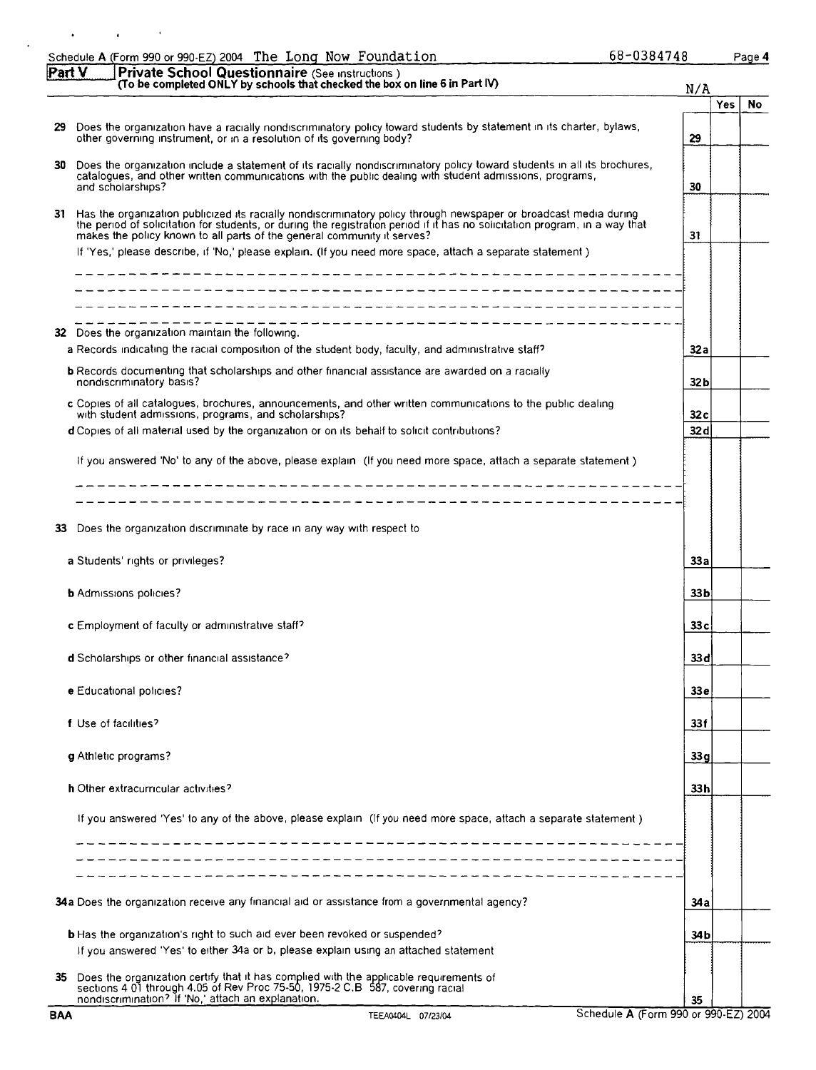Schedule A (Form 990 or 990-EZ) 2004 The Long Now Foundation 68-0384748

## Part V Private School Questionnaire (See instructions.)

**(To be completed ONLY by schools that checked the box on line 6 in Part IV)**

N/A

| | | | Yes | No |
|---|---|---|---|---|
| **29** | Does the organization have a racially nondiscriminatory policy toward students by statement in its charter, bylaws, other governing instrument, or in a resolution of its governing body? | 29 | | |
| **30** | Does the organization include a statement of its racially nondiscriminatory policy toward students in all its brochures, catalogues, and other written communications with the public dealing with student admissions, programs, and scholarships? | 30 | | |
| **31** | Has the organization publicized its racially nondiscriminatory policy through newspaper or broadcast media during the period of solicitation for students, or during the registration period if it has no solicitation program, in a way that makes the policy known to all parts of the general community it serves? | 31 | | |
| | If 'Yes,' please describe; if 'No,' please explain. (If you need more space, attach a separate statement.) | | | |
| **32** | Does the organization maintain the following: | | | |
| | **a** Records indicating the racial composition of the student body, faculty, and administrative staff? | 32a | | |
| | **b** Records documenting that scholarships and other financial assistance are awarded on a racially nondiscriminatory basis? | 32b | | |
| | **c** Copies of all catalogues, brochures, announcements, and other written communications to the public dealing with student admissions, programs, and scholarships? | 32c | | |
| | **d** Copies of all material used by the organization or on its behalf to solicit contributions? | 32d | | |
| | If you answered 'No' to any of the above, please explain. (If you need more space, attach a separate statement.) | | | |
| **33** | Does the organization discriminate by race in any way with respect to: | | | |
| | **a** Students' rights or privileges? | 33a | | |
| | **b** Admissions policies? | 33b | | |
| | **c** Employment of faculty or administrative staff? | 33c | | |
| | **d** Scholarships or other financial assistance? | 33d | | |
| | **e** Educational policies? | 33e | | |
| | **f** Use of facilities? | 33f | | |
| | **g** Athletic programs? | 33g | | |
| | **h** Other extracurricular activities? | 33h | | |
| | If you answered 'Yes' to any of the above, please explain. (If you need more space, attach a separate statement.) | | | |
| **34a** | Does the organization receive any financial aid or assistance from a governmental agency? | 34a | | |
| | **b** Has the organization's right to such aid ever been revoked or suspended? | 34b | | |
| | If you answered 'Yes' to either 34a or b, please explain using an attached statement. | | | |
| **35** | Does the organization certify that it has complied with the applicable requirements of sections 4.01 through 4.05 of Rev. Proc. 75-50, 1975-2 C.B. 587, covering racial nondiscrimination? If 'No,' attach an explanation. | 35 | | |

BAA TEEA0404L 07/23/04 Schedule A (Form 990 or 990-EZ) 2004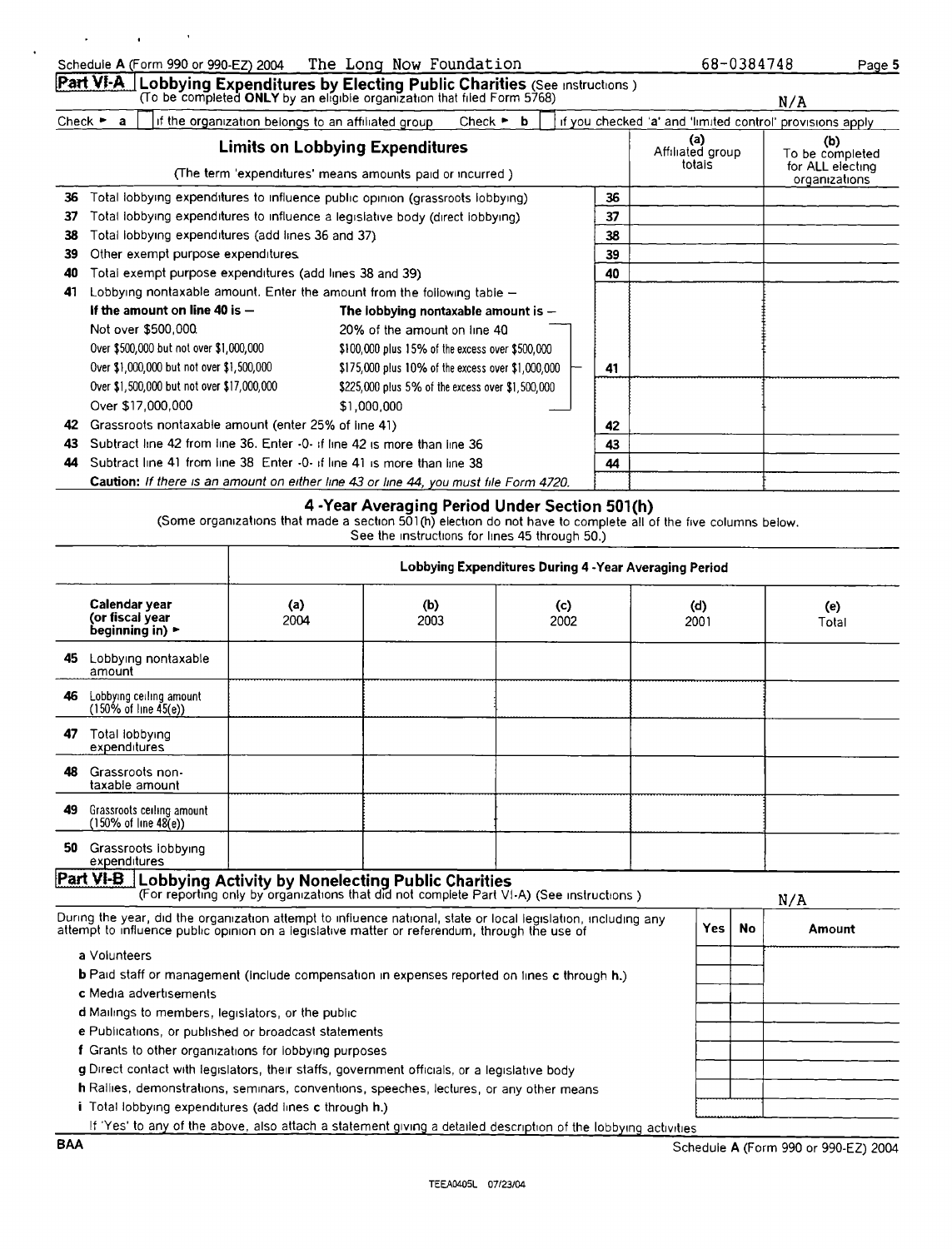Schedule A (Form 990 or 990-EZ) 2004 The Long Now Foundation 68-0384748

## Part VI-A Lobbying Expenditures by Electing Public Charities (See instructions)

(To be completed **ONLY** by an eligible organization that filed Form 5768)

N/A

Check ► **a** [ ] if the organization belongs to an affiliated group  Check ► **b** [ ] if you checked 'a' and 'limited control' provisions apply

| **Limits on Lobbying Expenditures** (The term 'expenditures' means amounts paid or incurred.) | | (a) Affiliated group totals | (b) To be completed for ALL electing organizations |
|---|---|---|---|
| **36** Total lobbying expenditures to influence public opinion (grassroots lobbying) | 36 | | |
| **37** Total lobbying expenditures to influence a legislative body (direct lobbying) | 37 | | |
| **38** Total lobbying expenditures (add lines 36 and 37) | 38 | | |
| **39** Other exempt purpose expenditures | 39 | | |
| **40** Total exempt purpose expenditures (add lines 38 and 39) | 40 | | |
| **41** Lobbying nontaxable amount. Enter the amount from the following table – | 41 | | |
| **42** Grassroots nontaxable amount (enter 25% of line 41) | 42 | | |
| **43** Subtract line 42 from line 36. Enter -0- if line 42 is more than line 36 | 43 | | |
| **44** Subtract line 41 from line 38. Enter -0- if line 41 is more than line 38 | 44 | | |

| **If the amount on line 40 is –** | **The lobbying nontaxable amount is –** |
|---|---|
| Not over $500,000 | 20% of the amount on line 40 |
| Over $500,000 but not over $1,000,000 | $100,000 plus 15% of the excess over $500,000 |
| Over $1,000,000 but not over $1,500,000 | $175,000 plus 10% of the excess over $1,000,000 |
| Over $1,500,000 but not over $17,000,000 | $225,000 plus 5% of the excess over $1,500,000 |
| Over $17,000,000 | $1,000,000 |

**Caution:** *If there is an amount on either line 43 or line 44, you must file Form 4720.*

### 4-Year Averaging Period Under Section 501(h)

(Some organizations that made a section 501(h) election do not have to complete all of the five columns below. See the instructions for lines 45 through 50.)

| | Lobbying Expenditures During 4-Year Averaging Period | | | | |
|---|---|---|---|---|---|
| **Calendar year (or fiscal year beginning in)** ► | (a) 2004 | (b) 2003 | (c) 2002 | (d) 2001 | (e) Total |
| **45** Lobbying nontaxable amount | | | | | |
| **46** Lobbying ceiling amount (150% of line 45(e)) | | | | | |
| **47** Total lobbying expenditures | | | | | |
| **48** Grassroots nontaxable amount | | | | | |
| **49** Grassroots ceiling amount (150% of line 48(e)) | | | | | |
| **50** Grassroots lobbying expenditures | | | | | |

## Part VI-B Lobbying Activity by Nonelecting Public Charities

(For reporting only by organizations that did not complete Part VI-A) (See instructions.)

N/A

| During the year, did the organization attempt to influence national, state or local legislation, including any attempt to influence public opinion on a legislative matter or referendum, through the use of | Yes | No | Amount |
|---|---|---|---|
| **a** Volunteers | | | |
| **b** Paid staff or management (Include compensation in expenses reported on lines **c** through **h.**) | | | |
| **c** Media advertisements | | | |
| **d** Mailings to members, legislators, or the public | | | |
| **e** Publications, or published or broadcast statements | | | |
| **f** Grants to other organizations for lobbying purposes | | | |
| **g** Direct contact with legislators, their staffs, government officials, or a legislative body | | | |
| **h** Rallies, demonstrations, seminars, conventions, speeches, lectures, or any other means | | | |
| **i** Total lobbying expenditures (add lines c through h.) | | | |

If 'Yes' to any of the above, also attach a statement giving a detailed description of the lobbying activities

BAA Schedule A (Form 990 or 990-EZ) 2004

TEEA0405L 07/23/04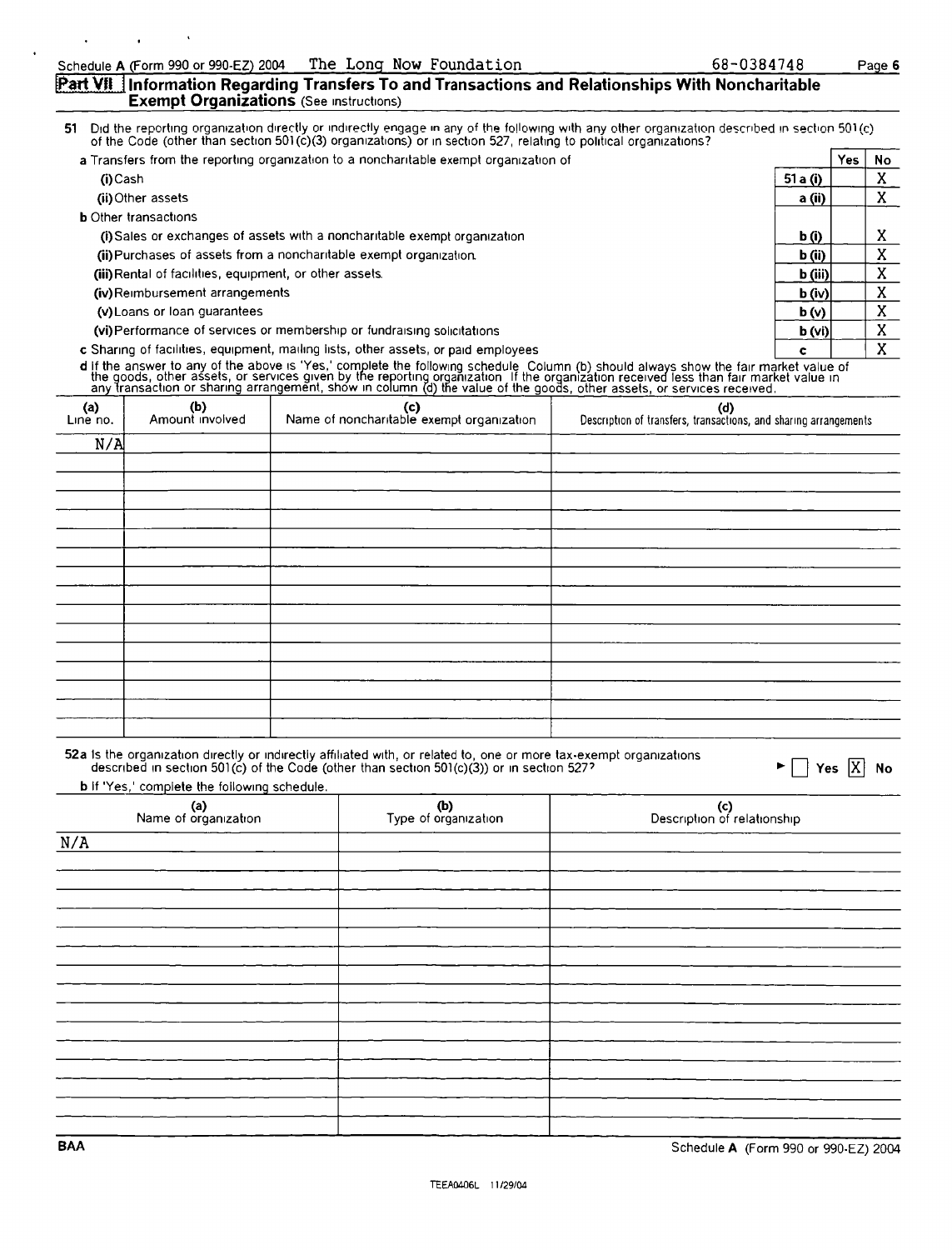Schedule A (Form 990 or 990-EZ) 2004 The Long Now Foundation 68-0384748 Page 6

## Part VII Information Regarding Transfers To and Transactions and Relationships With Noncharitable Exempt Organizations (See instructions)

**51** Did the reporting organization directly or indirectly engage in any of the following with any other organization described in section 501(c) of the Code (other than section 501(c)(3) organizations) or in section 527, relating to political organizations?

| | | Yes | No |
|---|---|---|---|
| **a** Transfers from the reporting organization to a noncharitable exempt organization of | | | |
| (i) Cash | 51 a (i) | | X |
| (ii) Other assets | a (ii) | | X |
| **b** Other transactions | | | |
| (i) Sales or exchanges of assets with a noncharitable exempt organization | b (i) | | X |
| (ii) Purchases of assets from a noncharitable exempt organization | b (ii) | | X |
| (iii) Rental of facilities, equipment, or other assets | b (iii) | | X |
| (iv) Reimbursement arrangements | b (iv) | | X |
| (v) Loans or loan guarantees | b (v) | | X |
| (vi) Performance of services or membership or fundraising solicitations | b (vi) | | X |
| **c** Sharing of facilities, equipment, mailing lists, other assets, or paid employees | c | | X |

**d** If the answer to any of the above is 'Yes,' complete the following schedule. Column (b) should always show the fair market value of the goods, other assets, or services given by the reporting organization. If the organization received less than fair market value in any transaction or sharing arrangement, show in column (d) the value of the goods, other assets, or services received.

| (a) Line no. | (b) Amount involved | (c) Name of noncharitable exempt organization | (d) Description of transfers, transactions, and sharing arrangements |
|---|---|---|---|
| N/A | | | |

**52a** Is the organization directly or indirectly affiliated with, or related to, one or more tax-exempt organizations described in section 501(c) of the Code (other than section 501(c)(3)) or in section 527? ☐ Yes ☒ No

**b** If 'Yes,' complete the following schedule.

| (a) Name of organization | (b) Type of organization | (c) Description of relationship |
|---|---|---|
| N/A | | |

BAA Schedule A (Form 990 or 990-EZ) 2004

TEEA0406L 11/29/04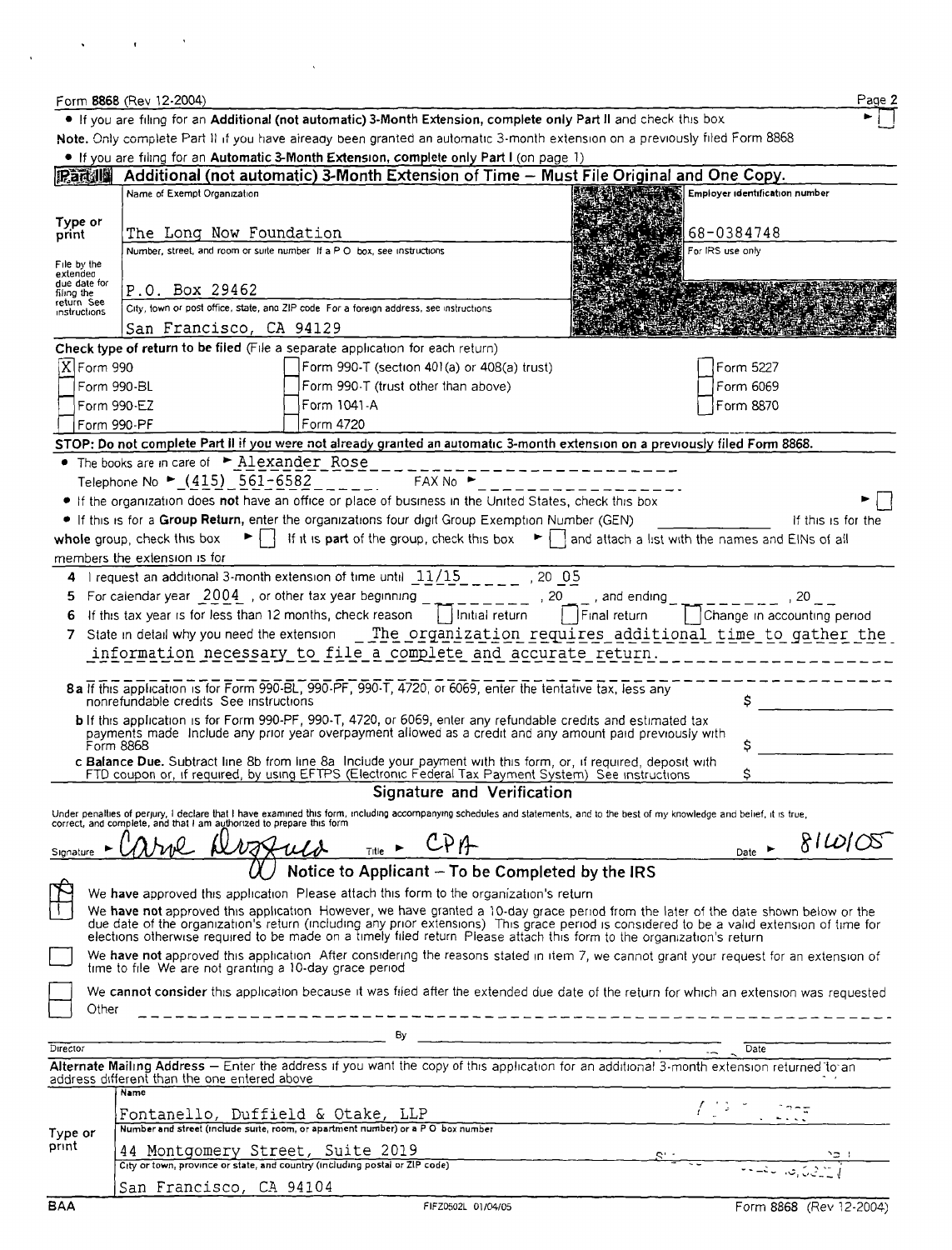Form **8868** (Rev 12-2004)

- If you are filing for an **Additional (not automatic) 3-Month Extension, complete only Part II** and check this box ► ☐

**Note.** Only complete Part II if you have already been granted an automatic 3-month extension on a previously filed Form 8868

- If you are filing for an **Automatic 3-Month Extension, complete only Part I** (on page 1)

## Part II Additional (not automatic) 3-Month Extension of Time – Must File Original and One Copy.

| | | |
|---|---|---|
| Type or print | Name of Exempt Organization: The Long Now Foundation | Employer identification number: 68-0384748 |
| File by the extended due date for filing the return. See instructions | Number, street, and room or suite number If a P O box, see instructions: P.O. Box 29462 | For IRS use only |
| | City, town or post office, state, and ZIP code For a foreign address, see instructions: San Francisco, CA 94129 | |

**Check type of return to be filed** (File a separate application for each return)

- [X] Form 990
- [ ] Form 990-BL
- [ ] Form 990-EZ
- [ ] Form 990-PF
- [ ] Form 990-T (section 401(a) or 408(a) trust)
- [ ] Form 990-T (trust other than above)
- [ ] Form 1041-A
- [ ] Form 4720
- [ ] Form 5227
- [ ] Form 6069
- [ ] Form 8870

**STOP: Do not complete Part II if you were not already granted an automatic 3-month extension on a previously filed Form 8868.**

- The books are in care of ► Alexander Rose
  Telephone No ► (415) 561-6582 FAX No ►
- If the organization does **not** have an office or place of business in the United States, check this box ► ☐
- If this is for a **Group Return**, enter the organization's four digit Group Exemption Number (GEN) ______ If this is for the **whole** group, check this box ► ☐ If it is **part** of the group, check this box ► ☐ and attach a list with the names and EINs of all members the extension is for

**4** I request an additional 3-month extension of time until 11/15, 20 05

**5** For calendar year 2004, or other tax year beginning ______, 20__, and ending ______, 20__

**6** If this tax year is for less than 12 months, check reason ☐ Initial return ☐ Final return ☐ Change in accounting period

**7** State in detail why you need the extension The organization requires additional time to gather the information necessary to file a complete and accurate return.

**8a** If this application is for Form 990-BL, 990-PF, 990-T, 4720, or 6069, enter the tentative tax, less any nonrefundable credits See instructions $

**b** If this application is for Form 990-PF, 990-T, 4720, or 6069, enter any refundable credits and estimated tax payments made Include any prior year overpayment allowed as a credit and any amount paid previously with Form 8868 $

**c Balance Due.** Subtract line 8b from line 8a Include your payment with this form, or, if required, deposit with FTD coupon or, if required, by using EFTPS (Electronic Federal Tax Payment System) See instructions $

### Signature and Verification

Under penalties of perjury, I declare that I have examined this form, including accompanying schedules and statements, and to the best of my knowledge and belief, it is true, correct, and complete, and that I am authorized to prepare this form

Signature ► Carol Dozzuto Title ► CPA Date ► 8/10/05

### Notice to Applicant – To be Completed by the IRS

- [X] We **have** approved this application Please attach this form to the organization's return
- [ ] We **have not** approved this application However, we have granted a 10-day grace period from the later of the date shown below or the due date of the organization's return (including any prior extensions) This grace period is considered to be a valid extension of time for elections otherwise required to be made on a timely filed return Please attach this form to the organization's return
- [ ] We **have not** approved this application After considering the reasons stated in item 7, we cannot grant your request for an extension of time to file We are not granting a 10-day grace period
- [ ] We **cannot consider** this application because it was filed after the extended due date of the return for which an extension was requested
- [ ] Other

By ______ Director ______ Date ______

**Alternate Mailing Address** – Enter the address if you want the copy of this application for an additional 3-month extension returned to an address different than the one entered above

| | |
|---|---|
| Type or print | Name: Fontanello, Duffield & Otake, LLP |
| | Number and street (include suite, room, or apartment number) or a P O box number: 44 Montgomery Street, Suite 2019 |
| | City or town, province or state, and country (including postal or ZIP code): San Francisco, CA 94104 |

BAA FIFZ0502L 01/04/05 Form 8868 (Rev 12-2004)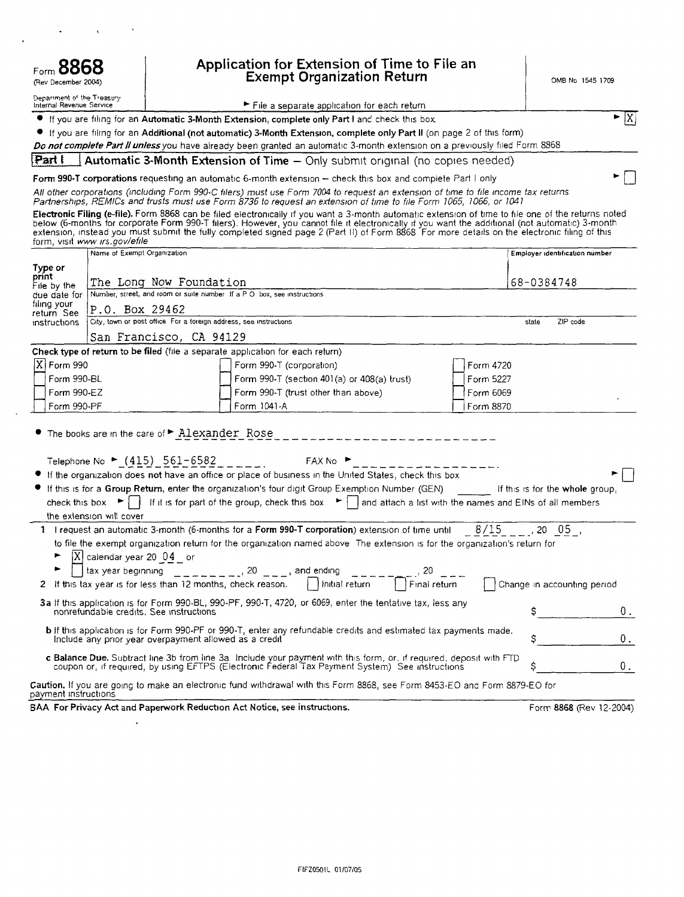Form **8868** (Rev December 2004)

Department of the Treasury
Internal Revenue Service

# Application for Extension of Time to File an Exempt Organization Return

OMB No 1545 1709

► File a separate application for each return

- If you are filing for an **Automatic 3-Month Extension, complete only Part I** and check this box ► [X]
- If you are filing for an **Additional (not automatic) 3-Month Extension, complete only Part II** (on page 2 of this form)

***Do not complete Part II unless*** *you have already been granted an automatic 3-month extension on a previously filed Form 8868*

## Part I — Automatic 3-Month Extension of Time – Only submit original (no copies needed)

**Form 990-T corporations** requesting an automatic 6-month extension – check this box and complete Part I only ► [ ]

*All other corporations (including Form 990-C filers) must use Form 7004 to request an extension of time to file income tax returns Partnerships, REMICs and trusts must use Form 8736 to request an extension of time to file Form 1065, 1066, or 1041*

**Electronic Filing (e-file).** Form 8868 can be filed electronically if you want a 3-month automatic extension of time to file one of the returns noted below (6-months for corporate Form 990-T filers). However, you cannot file it electronically if you want the additional (not automatic) 3-month extension, instead you must submit the fully completed signed page 2 (Part II) of Form 8868 For more details on the electronic filing of this form, visit *www irs.gov/efile*

Type or print. File by the due date for filing your return See instructions

| Name of Exempt Organization | Employer identification number |
|---|---|
| The Long Now Foundation | 68-0384748 |
| Number, street, and room or suite number If a P O box, see instructions | |
| P.O. Box 29462 | |
| City, town or post office For a foreign address, see instructions | state ZIP code |
| San Francisco, CA 94129 | |

**Check type of return to be filed** (file a separate application for each return)

| | | |
|---|---|---|
| [X] Form 990 | [ ] Form 990-T (corporation) | [ ] Form 4720 |
| [ ] Form 990-BL | [ ] Form 990-T (section 401(a) or 408(a) trust) | [ ] Form 5227 |
| [ ] Form 990-EZ | [ ] Form 990-T (trust other than above) | [ ] Form 6069 |
| [ ] Form 990-PF | [ ] Form 1041-A | [ ] Form 8870 |

- The books are in the care of ► Alexander Rose

Telephone No ► (415) 561-6582 FAX No ►

- If the organization does **not** have an office or place of business in the United States, check this box ► [ ]
- If this is for a **Group Return**, enter the organization's four digit Group Exemption Number (GEN) ______ If this is for the **whole** group, check this box ► [ ] If it is for part of the group, check this box ► [ ] and attach a list with the names and EINs of all members the extension will cover

**1** I request an automatic 3-month (6-months for a **Form 990-T corporation**) extension of time until 8/15, 20 05, to file the exempt organization return for the organization named above The extension is for the organization's return for

► [X] calendar year 20 04 or

► [ ] tax year beginning ________, 20 ___, and ending ________, 20 ___

**2** If this tax year is for less than 12 months, check reason. [ ] Initial return [ ] Final return [ ] Change in accounting period

**3a** If this application is for Form 990-BL, 990-PF, 990-T, 4720, or 6069, enter the tentative tax, less any nonrefundable credits. See instructions — $ 0.

**b** If this application is for Form 990-PF or 990-T, enter any refundable credits and estimated tax payments made. Include any prior year overpayment allowed as a credit — $ 0.

**c Balance Due.** Subtract line 3b from line 3a Include your payment with this form, or, if required, deposit with FTD coupon or, if required, by using EFTPS (Electronic Federal Tax Payment System) See instructions — $ 0.

**Caution.** If you are going to make an electronic fund withdrawal with this Form 8868, see Form 8453-EO and Form 8879-EO for payment instructions

**BAA For Privacy Act and Paperwork Reduction Act Notice, see instructions.** Form **8868** (Rev 12-2004)

FIFZ0501L 01/07/05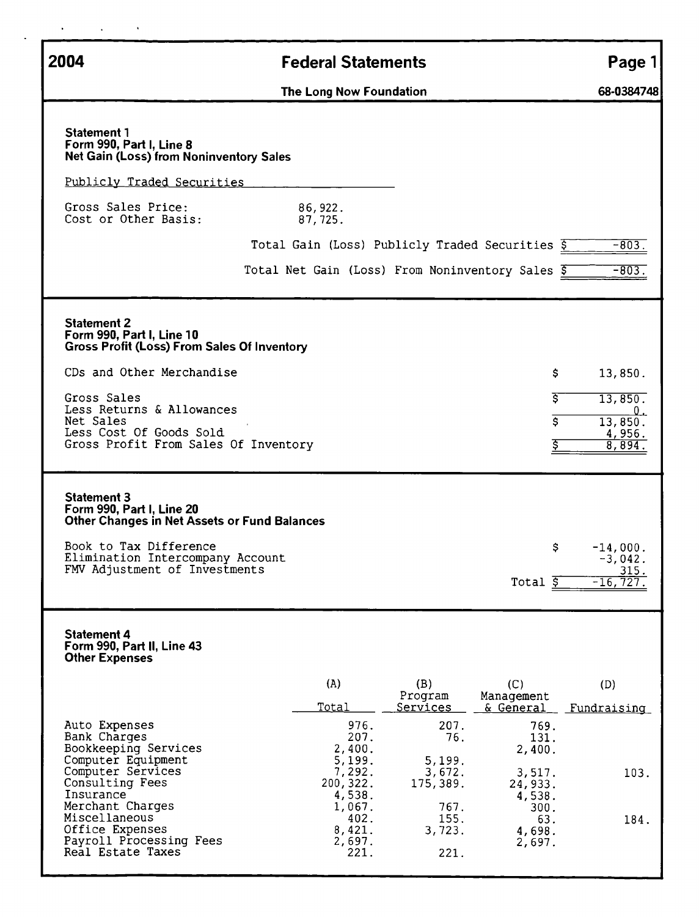# 2004 Federal Statements

**The Long Now Foundation** — 68-0384748

### Statement 1
**Form 990, Part I, Line 8**
**Net Gain (Loss) from Noninventory Sales**

Publicly Traded Securities

| | |
|---|---|
| Gross Sales Price: | 86,922. |
| Cost or Other Basis: | 87,725. |
| Total Gain (Loss) Publicly Traded Securities | $ -803. |
| Total Net Gain (Loss) From Noninventory Sales | $ -803. |

### Statement 2
**Form 990, Part I, Line 10**
**Gross Profit (Loss) From Sales Of Inventory**

| | |
|---|---|
| CDs and Other Merchandise | $ 13,850. |
| Gross Sales | $ 13,850. |
| Less Returns & Allowances | 0. |
| Net Sales | $ 13,850. |
| Less Cost Of Goods Sold | 4,956. |
| Gross Profit From Sales Of Inventory | $ 8,894. |

### Statement 3
**Form 990, Part I, Line 20**
**Other Changes in Net Assets or Fund Balances**

| | |
|---|---|
| Book to Tax Difference | $ -14,000. |
| Elimination Intercompany Account | -3,042. |
| FMV Adjustment of Investments | 315. |
| Total | $ -16,727. |

### Statement 4
**Form 990, Part II, Line 43**
**Other Expenses**

| | (A) Total | (B) Program Services | (C) Management & General | (D) Fundraising |
|---|---|---|---|---|
| Auto Expenses | 976. | 207. | 769. | |
| Bank Charges | 207. | 76. | 131. | |
| Bookkeeping Services | 2,400. | | 2,400. | |
| Computer Equipment | 5,199. | 5,199. | | |
| Computer Services | 7,292. | 3,672. | 3,517. | 103. |
| Consulting Fees | 200,322. | 175,389. | 24,933. | |
| Insurance | 4,538. | | 4,538. | |
| Merchant Charges | 1,067. | 767. | 300. | |
| Miscellaneous | 402. | 155. | 63. | 184. |
| Office Expenses | 8,421. | 3,723. | 4,698. | |
| Payroll Processing Fees | 2,697. | | 2,697. | |
| Real Estate Taxes | 221. | 221. | | |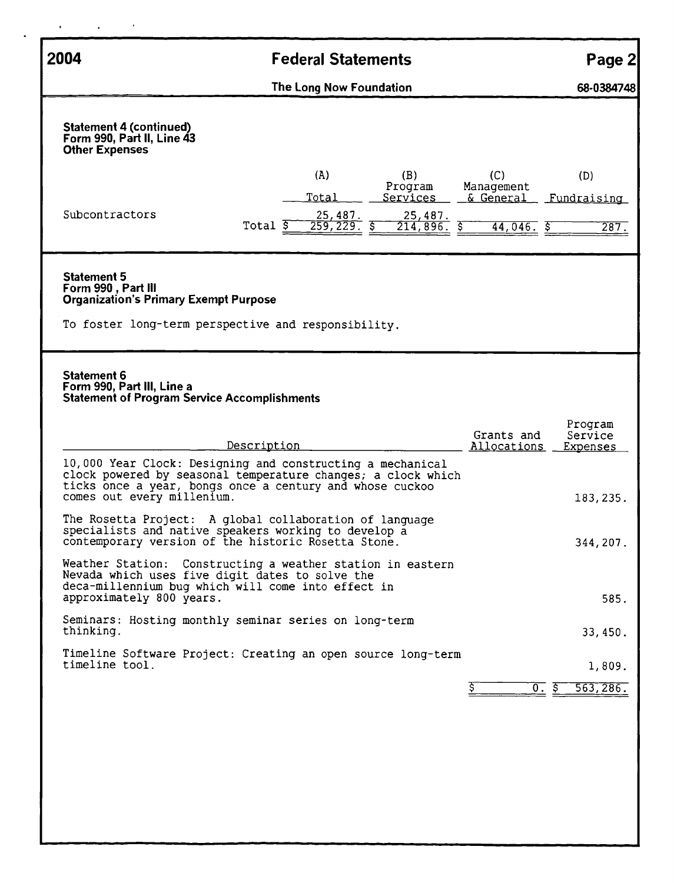## 2004 Federal Statements

**The Long Now Foundation** — 68-0384748

### Statement 4 (continued)
**Form 990, Part II, Line 43**
**Other Expenses**

| | (A) Total | (B) Program Services | (C) Management & General | (D) Fundraising |
|---|---|---|---|---|
| Subcontractors | 25,487. | 25,487. | | |
| Total | $ 259,229. | $ 214,896. | $ 44,046. | $ 287. |

### Statement 5
**Form 990 , Part III**
**Organization's Primary Exempt Purpose**

To foster long-term perspective and responsibility.

### Statement 6
**Form 990, Part III, Line a**
**Statement of Program Service Accomplishments**

| Description | Grants and Allocations | Program Service Expenses |
|---|---|---|
| 10,000 Year Clock: Designing and constructing a mechanical clock powered by seasonal temperature changes; a clock which ticks once a year, bongs once a century and whose cuckoo comes out every millenium. | | 183,235. |
| The Rosetta Project: A global collaboration of language specialists and native speakers working to develop a contemporary version of the historic Rosetta Stone. | | 344,207. |
| Weather Station: Constructing a weather station in eastern Nevada which uses five digit dates to solve the deca-millennium bug which will come into effect in approximately 800 years. | | 585. |
| Seminars: Hosting monthly seminar series on long-term thinking. | | 33,450. |
| Timeline Software Project: Creating an open source long-term timeline tool. | | 1,809. |
| | $ 0. | $ 563,286. |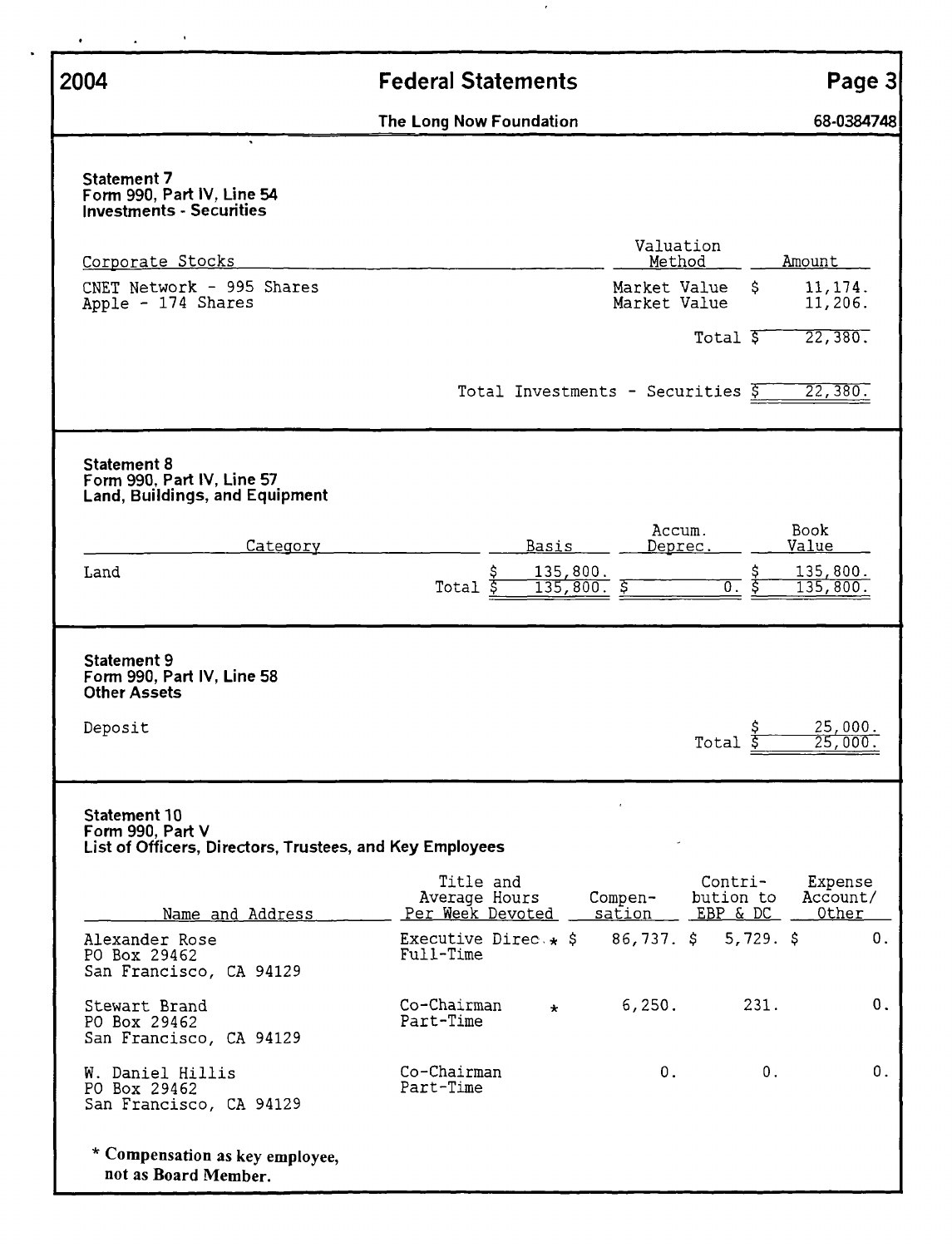# 2004 Federal Statements

**The Long Now Foundation** — 68-0384748

## Statement 7
**Form 990, Part IV, Line 54**
**Investments - Securities**

| Corporate Stocks | Valuation Method | Amount |
|---|---|---|
| CNET Network - 995 Shares | Market Value | $ 11,174. |
| Apple - 174 Shares | Market Value | 11,206. |
| | Total | $ 22,380. |

Total Investments - Securities $ 22,380.

## Statement 8
**Form 990, Part IV, Line 57**
**Land, Buildings, and Equipment**

| Category | Basis | Accum. Deprec. | Book Value |
|---|---|---|---|
| Land | $ 135,800. | | $ 135,800. |
| Total | $ 135,800. | $ 0. | $ 135,800. |

## Statement 9
**Form 990, Part IV, Line 58**
**Other Assets**

| | |
|---|---|
| Deposit | $ 25,000. |
| Total | $ 25,000. |

## Statement 10
**Form 990, Part V**
**List of Officers, Directors, Trustees, and Key Employees**

| Name and Address | Title and Average Hours Per Week Devoted | Compensation | Contribution to EBP & DC | Expense Account/ Other |
|---|---|---|---|---|
| Alexander Rose<br>PO Box 29462<br>San Francisco, CA 94129 | Executive Direc.*<br>Full-Time | $ 86,737. | $ 5,729. | $ 0. |
| Stewart Brand<br>PO Box 29462<br>San Francisco, CA 94129 | Co-Chairman *<br>Part-Time | 6,250. | 231. | 0. |
| W. Daniel Hillis<br>PO Box 29462<br>San Francisco, CA 94129 | Co-Chairman<br>Part-Time | 0. | 0. | 0. |

\* **Compensation as key employee, not as Board Member.**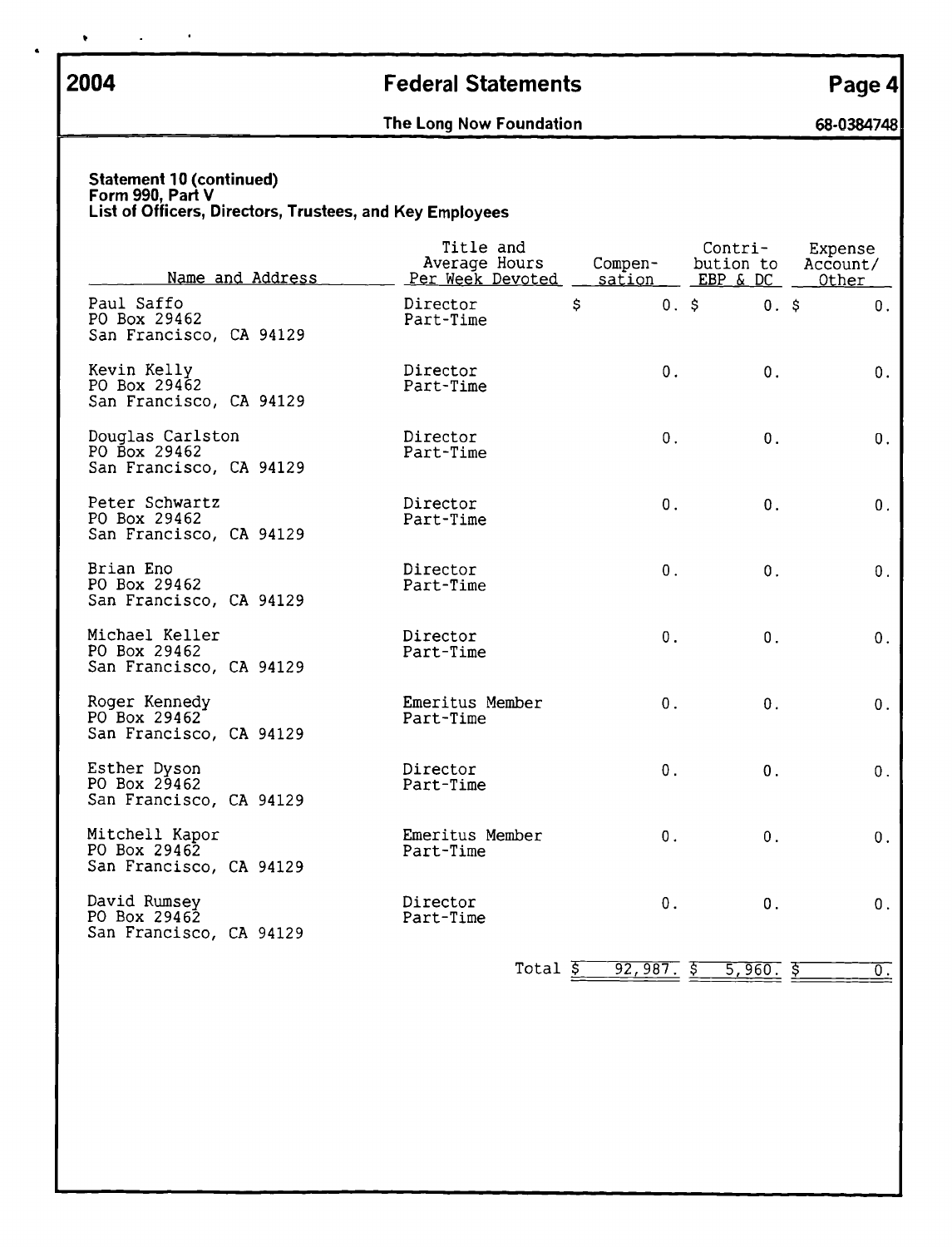## 2004 Federal Statements

**The Long Now Foundation** 68-0384748

**Statement 10 (continued)**
**Form 990, Part V**
**List of Officers, Directors, Trustees, and Key Employees**

| Name and Address | Title and Average Hours Per Week Devoted | Compen- sation | Contri- bution to EBP & DC | Expense Account/ Other |
|---|---|---|---|---|
| Paul Saffo<br>PO Box 29462<br>San Francisco, CA 94129 | Director<br>Part-Time | $ 0. | $ 0. | $ 0. |
| Kevin Kelly<br>PO Box 29462<br>San Francisco, CA 94129 | Director<br>Part-Time | 0. | 0. | 0. |
| Douglas Carlston<br>PO Box 29462<br>San Francisco, CA 94129 | Director<br>Part-Time | 0. | 0. | 0. |
| Peter Schwartz<br>PO Box 29462<br>San Francisco, CA 94129 | Director<br>Part-Time | 0. | 0. | 0. |
| Brian Eno<br>PO Box 29462<br>San Francisco, CA 94129 | Director<br>Part-Time | 0. | 0. | 0. |
| Michael Keller<br>PO Box 29462<br>San Francisco, CA 94129 | Director<br>Part-Time | 0. | 0. | 0. |
| Roger Kennedy<br>PO Box 29462<br>San Francisco, CA 94129 | Emeritus Member<br>Part-Time | 0. | 0. | 0. |
| Esther Dyson<br>PO Box 29462<br>San Francisco, CA 94129 | Director<br>Part-Time | 0. | 0. | 0. |
| Mitchell Kapor<br>PO Box 29462<br>San Francisco, CA 94129 | Emeritus Member<br>Part-Time | 0. | 0. | 0. |
| David Rumsey<br>PO Box 29462<br>San Francisco, CA 94129 | Director<br>Part-Time | 0. | 0. | 0. |
| | Total | $ 92,987. | $ 5,960. | $ 0. |